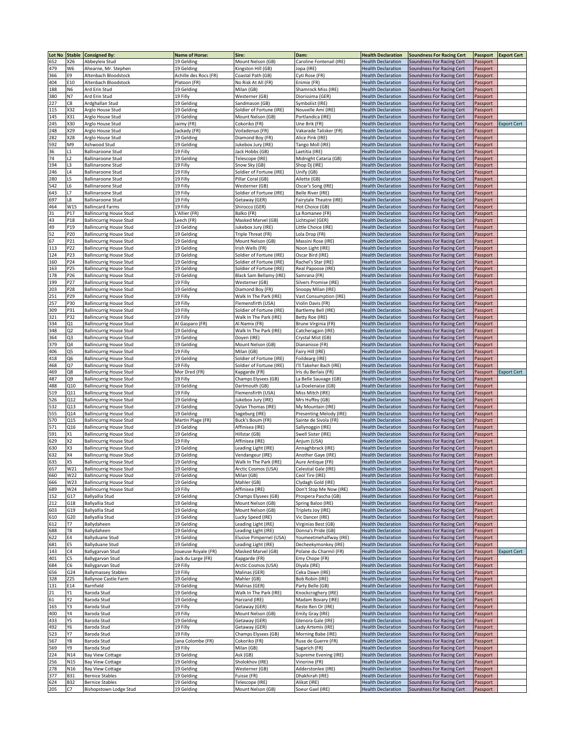| Lot No | Stable | Consigned By: | Name of Horse: | Sire: | Dam: | Health Declaration | Soundness For Racing Cert | Passport | Export Cert |
|---|---|---|---|---|---|---|---|---|---|
| 652 | X26 | Abbeyleix Stud | 19 Gelding | Mount Nelson (GB) | Caroline Fontenail (IRE) | Health Declaration | Soundness For Racing Cert | Passport | |
| 479 | W6 | Ahearne, Mr. Stephen | 19 Gelding | Kingston Hill (GB) | Jopa (IRE) | Health Declaration | Soundness For Racing Cert | Passport | |
| 366 | E9 | Altenbach Bloodstock | Achille des Rocs (FR) | Coastal Path (GB) | Cyti Rose (FR) | Health Declaration | Soundness For Racing Cert | Passport | |
| 404 | E10 | Altenbach Bloodstock | Platoon (FR) | No Risk At All (FR) | Enimie (FR) | Health Declaration | Soundness For Racing Cert | Passport | |
| 188 | N6 | Ard Erin Stud | 19 Gelding | Milan (GB) | Shamrock Miss (IRE) | Health Declaration | Soundness For Racing Cert | Passport | |
| 380 | N7 | Ard Erin Stud | 19 Filly | Westerner (GB) | Diorissima (GER) | Health Declaration | Soundness For Racing Cert | Passport | |
| 227 | C8 | Ardghallan Stud | 19 Gelding | Sandmason (GB) | Symbolist (IRE) | Health Declaration | Soundness For Racing Cert | Passport | |
| 115 | X32 | Arglo House Stud | 19 Gelding | Soldier of Fortune (IRE) | Nouvelle Ami (IRE) | Health Declaration | Soundness For Racing Cert | Passport | |
| 145 | X31 | Arglo House Stud | 19 Gelding | Mount Nelson (GB) | Portlandica (IRE) | Health Declaration | Soundness For Racing Cert | Passport | |
| 245 | X30 | Arglo House Stud | Jaimy (FR) | Cokoriko (FR) | Une Brik (FR) | Health Declaration | Soundness For Racing Cert | Passport | Export Cert |
| 248 | X29 | Arglo House Stud | Jackady (FR) | Voiladenuo (FR) | Vakarade Talisker (FR) | Health Declaration | Soundness For Racing Cert | Passport | |
| 282 | X28 | Arglo House Stud | 19 Gelding | Diamond Boy (FR) | Alice Pink (IRE) | Health Declaration | Soundness For Racing Cert | Passport | |
| 592 | M9 | Ashwood Stud | 19 Gelding | Jukebox Jury (IRE) | Tango Moll (IRE) | Health Declaration | Soundness For Racing Cert | Passport | |
| 36 | L1 | Ballinaroone Stud | 19 Filly | Jack Hobbs (GB) | Laetitia (IRE) | Health Declaration | Soundness For Racing Cert | Passport | |
| 74 | L2 | Ballinaroone Stud | 19 Gelding | Telescope (IRE) | Midnight Cataria (GB) | Health Declaration | Soundness For Racing Cert | Passport | |
| 194 | L3 | Ballinaroone Stud | 19 Filly | Snow Sky (GB) | Shop Dj (IRE) | Health Declaration | Soundness For Racing Cert | Passport | |
| 246 | L4 | Ballinaroone Stud | 19 Filly | Soldier of Fortune (IRE) | Unify (GB) | Health Declaration | Soundness For Racing Cert | Passport | |
| 280 | L5 | Ballinaroone Stud | 19 Filly | Pillar Coral (GB) | Ailette (GB) | Health Declaration | Soundness For Racing Cert | Passport | |
| 542 | L6 | Ballinaroone Stud | 19 Filly | Westerner (GB) | Oscar's Song (IRE) | Health Declaration | Soundness For Racing Cert | Passport | |
| 643 | L7 | Ballinaroone Stud | 19 Filly | Soldier of Fortune (IRE) | Belle River (IRE) | Health Declaration | Soundness For Racing Cert | Passport | |
| 697 | L8 | Ballinaroone Stud | 19 Filly | Getaway (GER) | Fairytale Theatre (IRE) | Health Declaration | Soundness For Racing Cert | Passport | |
| 464 | W15 | Ballincard Farms | 19 Filly | Shirocco (GER) | Hot Choice (GB) | Health Declaration | Soundness For Racing Cert | Passport | |
| 31 | P17 | Ballincurrig House Stud | L'Allier (FR) | Balko (FR) | La Romanee (FR) | Health Declaration | Soundness For Racing Cert | Passport | |
| 43 | P18 | Ballincurrig House Stud | Leech (FR) | Masked Marvel (GB) | Lichtspiel (GER) | Health Declaration | Soundness For Racing Cert | Passport | |
| 49 | P19 | Ballincurrig House Stud | 19 Gelding | Jukebox Jury (IRE) | Little Choice (IRE) | Health Declaration | Soundness For Racing Cert | Passport | |
| 52 | P20 | Ballincurrig House Stud | 19 Gelding | Triple Threat (FR) | Lola Drop (FR) | Health Declaration | Soundness For Racing Cert | Passport | |
| 67 | P21 | Ballincurrig House Stud | 19 Gelding | Mount Nelson (GB) | Massini Rose (IRE) | Health Declaration | Soundness For Racing Cert | Passport | |
| 113 | P22 | Ballincurrig House Stud | 19 Gelding | Irish Wells (FR) | Noon Light (IRE) | Health Declaration | Soundness For Racing Cert | Passport | |
| 124 | P23 | Ballincurrig House Stud | 19 Gelding | Soldier of Fortune (IRE) | Oscar Bird (IRE) | Health Declaration | Soundness For Racing Cert | Passport | |
| 160 | P24 | Ballincurrig House Stud | 19 Gelding | Soldier of Fortune (IRE) | Rachel's Star (IRE) | Health Declaration | Soundness For Racing Cert | Passport | |
| 163 | P25 | Ballincurrig House Stud | 19 Gelding | Soldier of Fortune (IRE) | Real Papoose (IRE) | Health Declaration | Soundness For Racing Cert | Passport | |
| 178 | P26 | Ballincurrig House Stud | 19 Gelding | Black Sam Bellamy (IRE) | Samrana (FR) | Health Declaration | Soundness For Racing Cert | Passport | |
| 199 | P27 | Ballincurrig House Stud | 19 Filly | Westerner (GB) | Silvers Promise (IRE) | Health Declaration | Soundness For Racing Cert | Passport | |
| 203 | P28 | Ballincurrig House Stud | 19 Gelding | Diamond Boy (FR) | Snoopy Milan (IRE) | Health Declaration | Soundness For Racing Cert | Passport | |
| 251 | P29 | Ballincurrig House Stud | 19 Filly | Walk In The Park (IRE) | Vast Consumption (IRE) | Health Declaration | Soundness For Racing Cert | Passport | |
| 257 | P30 | Ballincurrig House Stud | 19 Filly | Flemensfirth (USA) | Violin Davis (FR) | Health Declaration | Soundness For Racing Cert | Passport | |
| 309 | P31 | Ballincurrig House Stud | 19 Filly | Soldier of Fortune (IRE) | Bartlemy Bell (IRE) | Health Declaration | Soundness For Racing Cert | Passport | |
| 321 | P32 | Ballincurrig House Stud | 19 Filly | Walk In The Park (IRE) | Betty Roe (IRE) | Health Declaration | Soundness For Racing Cert | Passport | |
| 334 | Q1 | Ballincurrig House Stud | Al Gasparo (FR) | Al Namix (FR) | Brune Virginia (FR) | Health Declaration | Soundness For Racing Cert | Passport | |
| 348 | Q2 | Ballincurrig House Stud | 19 Gelding | Walk In The Park (IRE) | Catcheragain (IRE) | Health Declaration | Soundness For Racing Cert | Passport | |
| 364 | Q3 | Ballincurrig House Stud | 19 Gelding | Doyen (IRE) | Crystal Mist (GB) | Health Declaration | Soundness For Racing Cert | Passport | |
| 379 | Q4 | Ballincurrig House Stud | 19 Gelding | Mount Nelson (GB) | Dianamisse (FR) | Health Declaration | Soundness For Racing Cert | Passport | |
| 406 | Q5 | Ballincurrig House Stud | 19 Filly | Milan (GB) | Fairy Hill (IRE) | Health Declaration | Soundness For Racing Cert | Passport | |
| 418 | Q6 | Ballincurrig House Stud | 19 Gelding | Soldier of Fortune (IRE) | Foildearg (IRE) | Health Declaration | Soundness For Racing Cert | Passport | |
| 468 | Q7 | Ballincurrig House Stud | 19 Filly | Soldier of Fortune (IRE) | I'll Takeher Bach (IRE) | Health Declaration | Soundness For Racing Cert | Passport | |
| 469 | Q8 | Ballincurrig House Stud | Mor Dred (FR) | Kapgarde (FR) | Iris du Berlais (FR) | Health Declaration | Soundness For Racing Cert | Passport | Export Cert |
| 487 | Q9 | Ballincurrig House Stud | 19 Filly | Champs Elysees (GB) | La Belle Sauvage (GB) | Health Declaration | Soundness For Racing Cert | Passport | |
| 488 | Q10 | Ballincurrig House Stud | 19 Gelding | Dartmouth (GB) | La Doelenaise (GB) | Health Declaration | Soundness For Racing Cert | Passport | |
| 519 | Q11 | Ballincurrig House Stud | 19 Filly | Flemensfirth (USA) | Miss Mitch (IRE) | Health Declaration | Soundness For Racing Cert | Passport | |
| 526 | Q12 | Ballincurrig House Stud | 19 Gelding | Jukebox Jury (IRE) | Mrs Huffey (GB) | Health Declaration | Soundness For Racing Cert | Passport | |
| 532 | Q13 | Ballincurrig House Stud | 19 Gelding | Dylan Thomas (IRE) | My Mountain (IRE) | Health Declaration | Soundness For Racing Cert | Passport | |
| 555 | Q14 | Ballincurrig House Stud | 19 Gelding | Sageburg (IRE) | Presenting Melody (IRE) | Health Declaration | Soundness For Racing Cert | Passport | |
| 570 | Q15 | Ballincurrig House Stud | Martin Plage (FR) | Buck's Boum (FR) | Sainte de Sivola (FR) | Health Declaration | Soundness For Racing Cert | Passport | |
| 571 | Q16 | Ballincurrig House Stud | 19 Gelding | Affinisea (IRE) | Sallynoggin (IRE) | Health Declaration | Soundness For Racing Cert | Passport | |
| 591 | X1 | Ballincurrig House Stud | 19 Gelding | Hillstar (GB) | Swell Sister (IRE) | Health Declaration | Soundness For Racing Cert | Passport | |
| 629 | X2 | Ballincurrig House Stud | 19 Filly | Affinisea (IRE) | Anjum (USA) | Health Declaration | Soundness For Racing Cert | Passport | |
| 630 | X3 | Ballincurrig House Stud | 19 Gelding | Leading Light (IRE) | Annaghbrack (IRE) | Health Declaration | Soundness For Racing Cert | Passport | |
| 632 | X4 | Ballincurrig House Stud | 19 Gelding | Vendangeur (IRE) | Another Gaye (IRE) | Health Declaration | Soundness For Racing Cert | Passport | |
| 635 | X5 | Ballincurrig House Stud | 19 Gelding | Walk In The Park (IRE) | Aure Antique (FR) | Health Declaration | Soundness For Racing Cert | Passport | |
| 657 | W21 | Ballincurrig House Stud | 19 Gelding | Arctic Cosmos (USA) | Celestial Gale (IRE) | Health Declaration | Soundness For Racing Cert | Passport | |
| 660 | W22 | Ballincurrig House Stud | 19 Gelding | Milan (GB) | Ceol Tire (IRE) | Health Declaration | Soundness For Racing Cert | Passport | |
| 666 | W23 | Ballincurrig House Stud | 19 Gelding | Mahler (GB) | Clydagh Gold (IRE) | Health Declaration | Soundness For Racing Cert | Passport | |
| 689 | W24 | Ballincurrig House Stud | 19 Filly | Affinisea (IRE) | Don't Stop Me Now (IRE) | Health Declaration | Soundness For Racing Cert | Passport | |
| 152 | G17 | Ballyallia Stud | 19 Gelding | Champs Elysees (GB) | Prospera Pascha (GB) | Health Declaration | Soundness For Racing Cert | Passport | |
| 212 | G18 | Ballyallia Stud | 19 Gelding | Mount Nelson (GB) | Spring Baloo (IRE) | Health Declaration | Soundness For Racing Cert | Passport | |
| 603 | G19 | Ballyallia Stud | 19 Gelding | Mount Nelson (GB) | Triplets Joy (IRE) | Health Declaration | Soundness For Racing Cert | Passport | |
| 610 | G20 | Ballyallia Stud | 19 Gelding | Lucky Speed (IRE) | Vic Dancer (IRE) | Health Declaration | Soundness For Racing Cert | Passport | |
| 612 | T7 | Ballydaheen | 19 Gelding | Leading Light (IRE) | Virginias Best (GB) | Health Declaration | Soundness For Racing Cert | Passport | |
| 688 | T8 | Ballydaheen | 19 Gelding | Leading Light (IRE) | Donna's Pride (GB) | Health Declaration | Soundness For Racing Cert | Passport | |
| 622 | E4 | Ballyduane Stud | 19 Gelding | Elusive Pimpernel (USA) | Youmeetmehalfway (IRE) | Health Declaration | Soundness For Racing Cert | Passport | |
| 681 | E5 | Ballyduane Stud | 19 Gelding | Leading Light (IRE) | Decheekymonkey (IRE) | Health Declaration | Soundness For Racing Cert | Passport | |
| 143 | C4 | Ballygarvan Stud | Joueuse Royale (FR) | Masked Marvel (GB) | Polane du Charmil (FR) | Health Declaration | Soundness For Racing Cert | Passport | Export Cert |
| 401 | C5 | Ballygarvan Stud | Jack du Large (FR) | Kapgarde (FR) | Emy Chope (FR) | Health Declaration | Soundness For Racing Cert | Passport | |
| 684 | C6 | Ballygarvan Stud | 19 Filly | Arctic Cosmos (USA) | Diyala (IRE) | Health Declaration | Soundness For Racing Cert | Passport | |
| 656 | G24 | Ballymassey Stables | 19 Filly | Malinas (GER) | Ceka Dawn (IRE) | Health Declaration | Soundness For Racing Cert | Passport | |
| 328 | Z25 | Ballynoe Castle Farm | 19 Gelding | Mahler (GB) | Bob Robin (IRE) | Health Declaration | Soundness For Racing Cert | Passport | |
| 131 | E14 | Barnfield | 19 Gelding | Malinas (GER) | Party Belle (GB) | Health Declaration | Soundness For Racing Cert | Passport | |
| 21 | Y1 | Baroda Stud | 19 Gelding | Walk In The Park (IRE) | Knockcroghery (IRE) | Health Declaration | Soundness For Racing Cert | Passport | |
| 61 | Y2 | Baroda Stud | 19 Gelding | Harzand (IRE) | Madam Bovary (IRE) | Health Declaration | Soundness For Racing Cert | Passport | |
| 165 | Y3 | Baroda Stud | 19 Filly | Getaway (GER) | Reste Ren Or (IRE) | Health Declaration | Soundness For Racing Cert | Passport | |
| 400 | Y4 | Baroda Stud | 19 Filly | Mount Nelson (GB) | Emily Gray (IRE) | Health Declaration | Soundness For Racing Cert | Passport | |
| 433 | Y5 | Baroda Stud | 19 Gelding | Getaway (GER) | Glenora Gale (IRE) | Health Declaration | Soundness For Racing Cert | Passport | |
| 492 | Y6 | Baroda Stud | 19 Filly | Getaway (GER) | Lady Artemis (IRE) | Health Declaration | Soundness For Racing Cert | Passport | |
| 523 | Y7 | Baroda Stud | 19 Filly | Champs Elysees (GB) | Morning Babe (IRE) | Health Declaration | Soundness For Racing Cert | Passport | |
| 567 | Y8 | Baroda Stud | Jana Colombe (FR) | Cokoriko (FR) | Ruse de Guerre (FR) | Health Declaration | Soundness For Racing Cert | Passport | |
| 569 | Y9 | Baroda Stud | 19 Filly | Milan (GB) | Sagarich (FR) | Health Declaration | Soundness For Racing Cert | Passport | |
| 224 | N14 | Bay View Cottage | 19 Gelding | Ask (GB) | Supreme Evening (IRE) | Health Declaration | Soundness For Racing Cert | Passport | |
| 256 | N15 | Bay View Cottage | 19 Gelding | Sholokhov (IRE) | Vinorine (FR) | Health Declaration | Soundness For Racing Cert | Passport | |
| 278 | N16 | Bay View Cottage | 19 Gelding | Westerner (GB) | Adderstonlee (IRE) | Health Declaration | Soundness For Racing Cert | Passport | |
| 377 | B31 | Bernice Stables | 19 Gelding | Fuisse (FR) | Dhakhirah (IRE) | Health Declaration | Soundness For Racing Cert | Passport | |
| 624 | B32 | Bernice Stables | 19 Gelding | Telescope (IRE) | Alikat (IRE) | Health Declaration | Soundness For Racing Cert | Passport | |
| 205 | C7 | Bishopstown Lodge Stud | 19 Gelding | Mount Nelson (GB) | Soeur Gael (IRE) | Health Declaration | Soundness For Racing Cert | Passport | |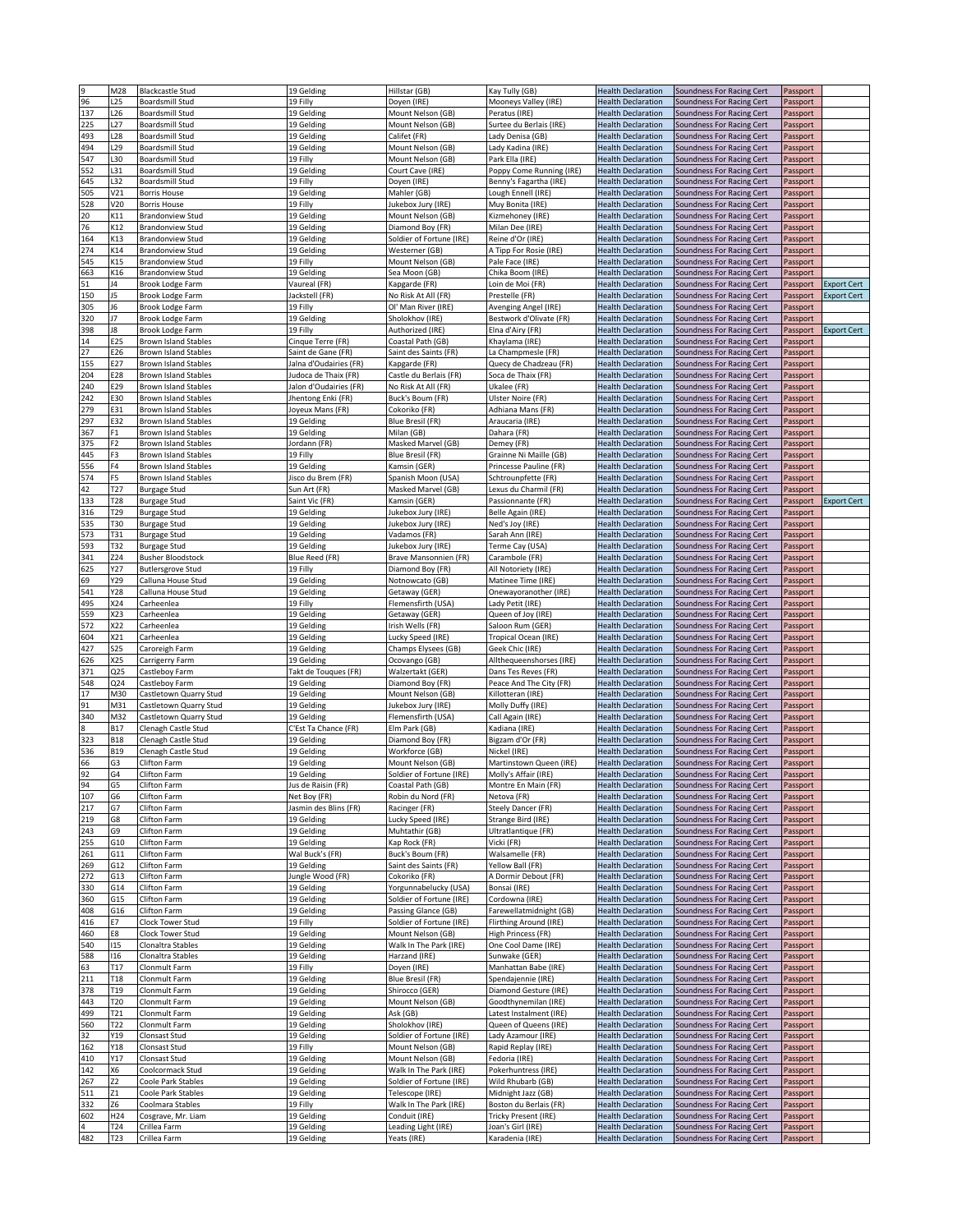| | | | | | | | | | |
|---|---|---|---|---|---|---|---|---|---|
| 9 | M28 | Blackcastle Stud | 19 Gelding | Hillstar (GB) | Kay Tully (GB) | Health Declaration | Soundness For Racing Cert | Passport | |
| 96 | L25 | Boardsmill Stud | 19 Filly | Doyen (IRE) | Mooneys Valley (IRE) | Health Declaration | Soundness For Racing Cert | Passport | |
| 137 | L26 | Boardsmill Stud | 19 Gelding | Mount Nelson (GB) | Peratus (IRE) | Health Declaration | Soundness For Racing Cert | Passport | |
| 225 | L27 | Boardsmill Stud | 19 Gelding | Mount Nelson (GB) | Surtee du Berlais (IRE) | Health Declaration | Soundness For Racing Cert | Passport | |
| 493 | L28 | Boardsmill Stud | 19 Gelding | Califet (FR) | Lady Denisa (GB) | Health Declaration | Soundness For Racing Cert | Passport | |
| 494 | L29 | Boardsmill Stud | 19 Gelding | Mount Nelson (GB) | Lady Kadina (IRE) | Health Declaration | Soundness For Racing Cert | Passport | |
| 547 | L30 | Boardsmill Stud | 19 Filly | Mount Nelson (GB) | Park Ella (IRE) | Health Declaration | Soundness For Racing Cert | Passport | |
| 552 | L31 | Boardsmill Stud | 19 Gelding | Court Cave (IRE) | Poppy Come Running (IRE) | Health Declaration | Soundness For Racing Cert | Passport | |
| 645 | L32 | Boardsmill Stud | 19 Filly | Doyen (IRE) | Benny's Fagartha (IRE) | Health Declaration | Soundness For Racing Cert | Passport | |
| 505 | V21 | Borris House | 19 Gelding | Mahler (GB) | Lough Ennell (IRE) | Health Declaration | Soundness For Racing Cert | Passport | |
| 528 | V20 | Borris House | 19 Filly | Jukebox Jury (IRE) | Muy Bonita (IRE) | Health Declaration | Soundness For Racing Cert | Passport | |
| 20 | K11 | Brandonview Stud | 19 Gelding | Mount Nelson (GB) | Kizmehoney (IRE) | Health Declaration | Soundness For Racing Cert | Passport | |
| 76 | K12 | Brandonview Stud | 19 Gelding | Diamond Boy (FR) | Milan Dee (IRE) | Health Declaration | Soundness For Racing Cert | Passport | |
| 164 | K13 | Brandonview Stud | 19 Gelding | Soldier of Fortune (IRE) | Reine d'Or (IRE) | Health Declaration | Soundness For Racing Cert | Passport | |
| 274 | K14 | Brandonview Stud | 19 Gelding | Westerner (GB) | A Tipp For Rosie (IRE) | Health Declaration | Soundness For Racing Cert | Passport | |
| 545 | K15 | Brandonview Stud | 19 Filly | Mount Nelson (GB) | Pale Face (IRE) | Health Declaration | Soundness For Racing Cert | Passport | |
| 663 | K16 | Brandonview Stud | 19 Gelding | Sea Moon (GB) | Chika Boom (IRE) | Health Declaration | Soundness For Racing Cert | Passport | |
| 51 | J4 | Brook Lodge Farm | Vaureal (FR) | Kapgarde (FR) | Loin de Moi (FR) | Health Declaration | Soundness For Racing Cert | Passport | Export Cert |
| 150 | J5 | Brook Lodge Farm | Jackstell (FR) | No Risk At All (FR) | Prestelle (FR) | Health Declaration | Soundness For Racing Cert | Passport | Export Cert |
| 305 | J6 | Brook Lodge Farm | 19 Filly | Ol' Man River (IRE) | Avenging Angel (IRE) | Health Declaration | Soundness For Racing Cert | Passport | |
| 320 | J7 | Brook Lodge Farm | 19 Gelding | Sholokhov (IRE) | Bestwork d'Olivate (FR) | Health Declaration | Soundness For Racing Cert | Passport | |
| 398 | J8 | Brook Lodge Farm | 19 Filly | Authorized (IRE) | Elna d'Airy (FR) | Health Declaration | Soundness For Racing Cert | Passport | Export Cert |
| 14 | E25 | Brown Island Stables | Cinque Terre (FR) | Coastal Path (GB) | Khaylama (IRE) | Health Declaration | Soundness For Racing Cert | Passport | |
| 27 | E26 | Brown Island Stables | Saint de Gane (FR) | Saint des Saints (FR) | La Champmesle (FR) | Health Declaration | Soundness For Racing Cert | Passport | |
| 155 | E27 | Brown Island Stables | Jalna d'Oudairies (FR) | Kapgarde (FR) | Quecy de Chadzeau (FR) | Health Declaration | Soundness For Racing Cert | Passport | |
| 204 | E28 | Brown Island Stables | Judoca de Thaix (FR) | Castle du Berlais (FR) | Soca de Thaix (FR) | Health Declaration | Soundness For Racing Cert | Passport | |
| 240 | E29 | Brown Island Stables | Jalon d'Oudairies (FR) | No Risk At All (FR) | Ukalee (FR) | Health Declaration | Soundness For Racing Cert | Passport | |
| 242 | E30 | Brown Island Stables | Jhentong Enki (FR) | Buck's Boum (FR) | Ulster Noire (FR) | Health Declaration | Soundness For Racing Cert | Passport | |
| 279 | E31 | Brown Island Stables | Joyeux Mans (FR) | Cokoriko (FR) | Adhiana Mans (FR) | Health Declaration | Soundness For Racing Cert | Passport | |
| 297 | E32 | Brown Island Stables | 19 Gelding | Blue Bresil (FR) | Araucaria (IRE) | Health Declaration | Soundness For Racing Cert | Passport | |
| 367 | F1 | Brown Island Stables | 19 Gelding | Milan (GB) | Dahara (FR) | Health Declaration | Soundness For Racing Cert | Passport | |
| 375 | F2 | Brown Island Stables | Jordann (FR) | Masked Marvel (GB) | Demey (FR) | Health Declaration | Soundness For Racing Cert | Passport | |
| 445 | F3 | Brown Island Stables | 19 Filly | Blue Bresil (FR) | Grainne Ni Maille (GB) | Health Declaration | Soundness For Racing Cert | Passport | |
| 556 | F4 | Brown Island Stables | 19 Gelding | Kamsin (GER) | Princesse Pauline (FR) | Health Declaration | Soundness For Racing Cert | Passport | |
| 574 | F5 | Brown Island Stables | Jisco du Brem (FR) | Spanish Moon (USA) | Schtrounpfette (FR) | Health Declaration | Soundness For Racing Cert | Passport | |
| 42 | T27 | Burgage Stud | Sun Art (FR) | Masked Marvel (GB) | Lexus du Charmil (FR) | Health Declaration | Soundness For Racing Cert | Passport | |
| 133 | T28 | Burgage Stud | Saint Vic (FR) | Kamsin (GER) | Passionnante (FR) | Health Declaration | Soundness For Racing Cert | Passport | Export Cert |
| 316 | T29 | Burgage Stud | 19 Gelding | Jukebox Jury (IRE) | Belle Again (IRE) | Health Declaration | Soundness For Racing Cert | Passport | |
| 535 | T30 | Burgage Stud | 19 Gelding | Jukebox Jury (IRE) | Ned's Joy (IRE) | Health Declaration | Soundness For Racing Cert | Passport | |
| 573 | T31 | Burgage Stud | 19 Gelding | Vadamos (FR) | Sarah Ann (IRE) | Health Declaration | Soundness For Racing Cert | Passport | |
| 593 | T32 | Burgage Stud | 19 Gelding | Jukebox Jury (IRE) | Terme Cay (USA) | Health Declaration | Soundness For Racing Cert | Passport | |
| 341 | Z24 | Busher Bloodstock | Blue Reed (FR) | Brave Mansonnien (FR) | Carambole (FR) | Health Declaration | Soundness For Racing Cert | Passport | |
| 625 | Y27 | Butlersgrove Stud | 19 Filly | Diamond Boy (FR) | All Notoriety (IRE) | Health Declaration | Soundness For Racing Cert | Passport | |
| 69 | Y29 | Calluna House Stud | 19 Gelding | Notnowcato (GB) | Matinee Time (IRE) | Health Declaration | Soundness For Racing Cert | Passport | |
| 541 | Y28 | Calluna House Stud | 19 Gelding | Getaway (GER) | Onewayoranother (IRE) | Health Declaration | Soundness For Racing Cert | Passport | |
| 495 | X24 | Carheenlea | 19 Filly | Flemensfirth (USA) | Lady Petit (IRE) | Health Declaration | Soundness For Racing Cert | Passport | |
| 559 | X23 | Carheenlea | 19 Gelding | Getaway (GER) | Queen of Joy (IRE) | Health Declaration | Soundness For Racing Cert | Passport | |
| 572 | X22 | Carheenlea | 19 Gelding | Irish Wells (FR) | Saloon Rum (GER) | Health Declaration | Soundness For Racing Cert | Passport | |
| 604 | X21 | Carheenlea | 19 Gelding | Lucky Speed (IRE) | Tropical Ocean (IRE) | Health Declaration | Soundness For Racing Cert | Passport | |
| 427 | S25 | Caroreigh Farm | 19 Gelding | Champs Elysees (GB) | Geek Chic (IRE) | Health Declaration | Soundness For Racing Cert | Passport | |
| 626 | X25 | Carrigerry Farm | 19 Gelding | Ocovango (GB) | Allthequeenshorses (IRE) | Health Declaration | Soundness For Racing Cert | Passport | |
| 371 | Q25 | Castleboy Farm | Takt de Touques (FR) | Walzertakt (GER) | Dans Tes Reves (FR) | Health Declaration | Soundness For Racing Cert | Passport | |
| 548 | Q24 | Castleboy Farm | 19 Gelding | Diamond Boy (FR) | Peace And The City (FR) | Health Declaration | Soundness For Racing Cert | Passport | |
| 17 | M30 | Castletown Quarry Stud | 19 Gelding | Mount Nelson (GB) | Killotteran (IRE) | Health Declaration | Soundness For Racing Cert | Passport | |
| 91 | M31 | Castletown Quarry Stud | 19 Gelding | Jukebox Jury (IRE) | Molly Duffy (IRE) | Health Declaration | Soundness For Racing Cert | Passport | |
| 340 | M32 | Castletown Quarry Stud | 19 Gelding | Flemensfirth (USA) | Call Again (IRE) | Health Declaration | Soundness For Racing Cert | Passport | |
| 8 | B17 | Clenagh Castle Stud | C'Est Ta Chance (FR) | Elm Park (GB) | Kadiana (IRE) | Health Declaration | Soundness For Racing Cert | Passport | |
| 323 | B18 | Clenagh Castle Stud | 19 Gelding | Diamond Boy (FR) | Bigzam d'Or (FR) | Health Declaration | Soundness For Racing Cert | Passport | |
| 536 | B19 | Clenagh Castle Stud | 19 Gelding | Workforce (GB) | Nickel (IRE) | Health Declaration | Soundness For Racing Cert | Passport | |
| 66 | G3 | Clifton Farm | 19 Gelding | Mount Nelson (GB) | Martinstown Queen (IRE) | Health Declaration | Soundness For Racing Cert | Passport | |
| 92 | G4 | Clifton Farm | 19 Gelding | Soldier of Fortune (IRE) | Molly's Affair (IRE) | Health Declaration | Soundness For Racing Cert | Passport | |
| 94 | G5 | Clifton Farm | Jus de Raisin (FR) | Coastal Path (GB) | Montre En Main (FR) | Health Declaration | Soundness For Racing Cert | Passport | |
| 107 | G6 | Clifton Farm | Net Boy (FR) | Robin du Nord (FR) | Netova (FR) | Health Declaration | Soundness For Racing Cert | Passport | |
| 217 | G7 | Clifton Farm | Jasmin des Blins (FR) | Racinger (FR) | Steely Dancer (FR) | Health Declaration | Soundness For Racing Cert | Passport | |
| 219 | G8 | Clifton Farm | 19 Gelding | Lucky Speed (IRE) | Strange Bird (IRE) | Health Declaration | Soundness For Racing Cert | Passport | |
| 243 | G9 | Clifton Farm | 19 Gelding | Muhtathir (GB) | Ultratlantique (FR) | Health Declaration | Soundness For Racing Cert | Passport | |
| 255 | G10 | Clifton Farm | 19 Gelding | Kap Rock (FR) | Vicki (FR) | Health Declaration | Soundness For Racing Cert | Passport | |
| 261 | G11 | Clifton Farm | Wal Buck's (FR) | Buck's Boum (FR) | Walsamelle (FR) | Health Declaration | Soundness For Racing Cert | Passport | |
| 269 | G12 | Clifton Farm | 19 Gelding | Saint des Saints (FR) | Yellow Ball (FR) | Health Declaration | Soundness For Racing Cert | Passport | |
| 272 | G13 | Clifton Farm | Jungle Wood (FR) | Cokoriko (FR) | A Dormir Debout (FR) | Health Declaration | Soundness For Racing Cert | Passport | |
| 330 | G14 | Clifton Farm | 19 Gelding | Yorgunnabelucky (USA) | Bonsai (IRE) | Health Declaration | Soundness For Racing Cert | Passport | |
| 360 | G15 | Clifton Farm | 19 Gelding | Soldier of Fortune (IRE) | Cordowna (IRE) | Health Declaration | Soundness For Racing Cert | Passport | |
| 408 | G16 | Clifton Farm | 19 Gelding | Passing Glance (GB) | Farewellatmidnight (GB) | Health Declaration | Soundness For Racing Cert | Passport | |
| 416 | E7 | Clock Tower Stud | 19 Filly | Soldier of Fortune (IRE) | Flirthing Around (IRE) | Health Declaration | Soundness For Racing Cert | Passport | |
| 460 | E8 | Clock Tower Stud | 19 Gelding | Mount Nelson (GB) | High Princess (FR) | Health Declaration | Soundness For Racing Cert | Passport | |
| 540 | I15 | Clonaltra Stables | 19 Gelding | Walk In The Park (IRE) | One Cool Dame (IRE) | Health Declaration | Soundness For Racing Cert | Passport | |
| 588 | I16 | Clonaltra Stables | 19 Gelding | Harzand (IRE) | Sunwake (GER) | Health Declaration | Soundness For Racing Cert | Passport | |
| 63 | T17 | Clonmult Farm | 19 Filly | Doyen (IRE) | Manhattan Babe (IRE) | Health Declaration | Soundness For Racing Cert | Passport | |
| 211 | T18 | Clonmult Farm | 19 Gelding | Blue Bresil (FR) | Spendajennie (IRE) | Health Declaration | Soundness For Racing Cert | Passport | |
| 378 | T19 | Clonmult Farm | 19 Gelding | Shirocco (GER) | Diamond Gesture (IRE) | Health Declaration | Soundness For Racing Cert | Passport | |
| 443 | T20 | Clonmult Farm | 19 Gelding | Mount Nelson (GB) | Goodthynemilan (IRE) | Health Declaration | Soundness For Racing Cert | Passport | |
| 499 | T21 | Clonmult Farm | 19 Gelding | Ask (GB) | Latest Instalment (IRE) | Health Declaration | Soundness For Racing Cert | Passport | |
| 560 | T22 | Clonmult Farm | 19 Gelding | Sholokhov (IRE) | Queen of Queens (IRE) | Health Declaration | Soundness For Racing Cert | Passport | |
| 32 | Y19 | Clonsast Stud | 19 Gelding | Soldier of Fortune (IRE) | Lady Azamour (IRE) | Health Declaration | Soundness For Racing Cert | Passport | |
| 162 | Y18 | Clonsast Stud | 19 Filly | Mount Nelson (GB) | Rapid Replay (IRE) | Health Declaration | Soundness For Racing Cert | Passport | |
| 410 | Y17 | Clonsast Stud | 19 Gelding | Mount Nelson (GB) | Fedoria (IRE) | Health Declaration | Soundness For Racing Cert | Passport | |
| 142 | X6 | Coolcormack Stud | 19 Gelding | Walk In The Park (IRE) | Pokerhuntress (IRE) | Health Declaration | Soundness For Racing Cert | Passport | |
| 267 | Z2 | Coole Park Stables | 19 Gelding | Soldier of Fortune (IRE) | Wild Rhubarb (GB) | Health Declaration | Soundness For Racing Cert | Passport | |
| 511 | Z1 | Coole Park Stables | 19 Gelding | Telescope (IRE) | Midnight Jazz (GB) | Health Declaration | Soundness For Racing Cert | Passport | |
| 332 | Z6 | Coolmara Stables | 19 Filly | Walk In The Park (IRE) | Boston du Berlais (FR) | Health Declaration | Soundness For Racing Cert | Passport | |
| 602 | H24 | Cosgrave, Mr. Liam | 19 Gelding | Conduit (IRE) | Tricky Present (IRE) | Health Declaration | Soundness For Racing Cert | Passport | |
| 4 | T24 | Crillea Farm | 19 Gelding | Leading Light (IRE) | Joan's Girl (IRE) | Health Declaration | Soundness For Racing Cert | Passport | |
| 482 | T23 | Crillea Farm | 19 Gelding | Yeats (IRE) | Karadenia (IRE) | Health Declaration | Soundness For Racing Cert | Passport | |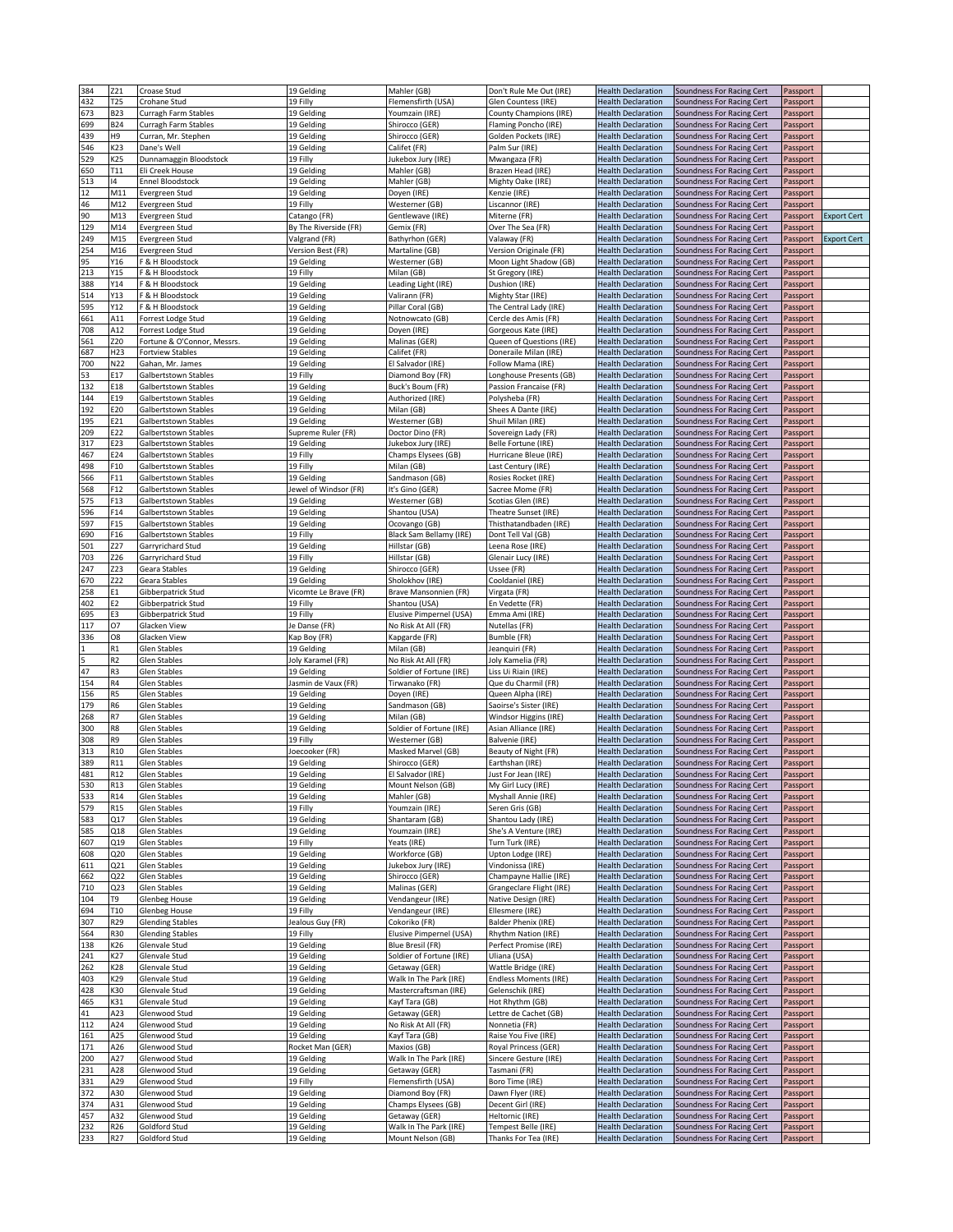| | | | | | | | | | |
|---|---|---|---|---|---|---|---|---|---|
| 384 | Z21 | Croase Stud | 19 Gelding | Mahler (GB) | Don't Rule Me Out (IRE) | Health Declaration | Soundness For Racing Cert | Passport | |
| 432 | T25 | Crohane Stud | 19 Filly | Flemensfirth (USA) | Glen Countess (IRE) | Health Declaration | Soundness For Racing Cert | Passport | |
| 673 | B23 | Curragh Farm Stables | 19 Gelding | Youmzain (IRE) | County Champions (IRE) | Health Declaration | Soundness For Racing Cert | Passport | |
| 699 | B24 | Curragh Farm Stables | 19 Gelding | Shirocco (GER) | Flaming Poncho (IRE) | Health Declaration | Soundness For Racing Cert | Passport | |
| 439 | H9 | Curran, Mr. Stephen | 19 Gelding | Shirocco (GER) | Golden Pockets (IRE) | Health Declaration | Soundness For Racing Cert | Passport | |
| 546 | K23 | Dane's Well | 19 Gelding | Califet (FR) | Palm Sur (IRE) | Health Declaration | Soundness For Racing Cert | Passport | |
| 529 | K25 | Dunnamaggin Bloodstock | 19 Filly | Jukebox Jury (IRE) | Mwangaza (FR) | Health Declaration | Soundness For Racing Cert | Passport | |
| 650 | T11 | Eli Creek House | 19 Gelding | Mahler (GB) | Brazen Head (IRE) | Health Declaration | Soundness For Racing Cert | Passport | |
| 513 | I4 | Ennel Bloodstock | 19 Gelding | Mahler (GB) | Mighty Oake (IRE) | Health Declaration | Soundness For Racing Cert | Passport | |
| 12 | M11 | Evergreen Stud | 19 Gelding | Doyen (IRE) | Kenzie (IRE) | Health Declaration | Soundness For Racing Cert | Passport | |
| 46 | M12 | Evergreen Stud | 19 Filly | Westerner (GB) | Liscannor (IRE) | Health Declaration | Soundness For Racing Cert | Passport | |
| 90 | M13 | Evergreen Stud | Catango (FR) | Gentlewave (IRE) | Miterne (FR) | Health Declaration | Soundness For Racing Cert | Passport | Export Cert |
| 129 | M14 | Evergreen Stud | By The Riverside (FR) | Gemix (FR) | Over The Sea (FR) | Health Declaration | Soundness For Racing Cert | Passport | |
| 249 | M15 | Evergreen Stud | Valgrand (FR) | Bathyrhon (GER) | Valaway (FR) | Health Declaration | Soundness For Racing Cert | Passport | Export Cert |
| 254 | M16 | Evergreen Stud | Version Best (FR) | Martaline (GB) | Version Originale (FR) | Health Declaration | Soundness For Racing Cert | Passport | |
| 95 | Y16 | F & H Bloodstock | 19 Gelding | Westerner (GB) | Moon Light Shadow (GB) | Health Declaration | Soundness For Racing Cert | Passport | |
| 213 | Y15 | F & H Bloodstock | 19 Filly | Milan (GB) | St Gregory (IRE) | Health Declaration | Soundness For Racing Cert | Passport | |
| 388 | Y14 | F & H Bloodstock | 19 Gelding | Leading Light (IRE) | Dushion (IRE) | Health Declaration | Soundness For Racing Cert | Passport | |
| 514 | Y13 | F & H Bloodstock | 19 Gelding | Valirann (FR) | Mighty Star (IRE) | Health Declaration | Soundness For Racing Cert | Passport | |
| 595 | Y12 | F & H Bloodstock | 19 Gelding | Pillar Coral (GB) | The Central Lady (IRE) | Health Declaration | Soundness For Racing Cert | Passport | |
| 661 | A11 | Forrest Lodge Stud | 19 Gelding | Notnowcato (GB) | Cercle des Amis (FR) | Health Declaration | Soundness For Racing Cert | Passport | |
| 708 | A12 | Forrest Lodge Stud | 19 Gelding | Doyen (IRE) | Gorgeous Kate (IRE) | Health Declaration | Soundness For Racing Cert | Passport | |
| 561 | Z20 | Fortune & O'Connor, Messrs. | 19 Gelding | Malinas (GER) | Queen of Questions (IRE) | Health Declaration | Soundness For Racing Cert | Passport | |
| 687 | H23 | Fortview Stables | 19 Gelding | Califet (FR) | Doneraile Milan (IRE) | Health Declaration | Soundness For Racing Cert | Passport | |
| 700 | N22 | Gahan, Mr. James | 19 Gelding | El Salvador (IRE) | Follow Mama (IRE) | Health Declaration | Soundness For Racing Cert | Passport | |
| 53 | E17 | Galbertstown Stables | 19 Filly | Diamond Boy (FR) | Longhouse Presents (GB) | Health Declaration | Soundness For Racing Cert | Passport | |
| 132 | E18 | Galbertstown Stables | 19 Gelding | Buck's Boum (FR) | Passion Francaise (FR) | Health Declaration | Soundness For Racing Cert | Passport | |
| 144 | E19 | Galbertstown Stables | 19 Gelding | Authorized (IRE) | Polysheba (FR) | Health Declaration | Soundness For Racing Cert | Passport | |
| 192 | E20 | Galbertstown Stables | 19 Gelding | Milan (GB) | Shees A Dante (IRE) | Health Declaration | Soundness For Racing Cert | Passport | |
| 195 | E21 | Galbertstown Stables | 19 Gelding | Westerner (GB) | Shuil Milan (IRE) | Health Declaration | Soundness For Racing Cert | Passport | |
| 209 | E22 | Galbertstown Stables | Supreme Ruler (FR) | Doctor Dino (FR) | Sovereign Lady (FR) | Health Declaration | Soundness For Racing Cert | Passport | |
| 317 | E23 | Galbertstown Stables | 19 Gelding | Jukebox Jury (IRE) | Belle Fortune (IRE) | Health Declaration | Soundness For Racing Cert | Passport | |
| 467 | E24 | Galbertstown Stables | 19 Filly | Champs Elysees (GB) | Hurricane Bleue (IRE) | Health Declaration | Soundness For Racing Cert | Passport | |
| 498 | F10 | Galbertstown Stables | 19 Filly | Milan (GB) | Last Century (IRE) | Health Declaration | Soundness For Racing Cert | Passport | |
| 566 | F11 | Galbertstown Stables | 19 Gelding | Sandmason (GB) | Rosies Rocket (IRE) | Health Declaration | Soundness For Racing Cert | Passport | |
| 568 | F12 | Galbertstown Stables | Jewel of Windsor (FR) | It's Gino (GER) | Sacree Mome (FR) | Health Declaration | Soundness For Racing Cert | Passport | |
| 575 | F13 | Galbertstown Stables | 19 Gelding | Westerner (GB) | Scotias Glen (IRE) | Health Declaration | Soundness For Racing Cert | Passport | |
| 596 | F14 | Galbertstown Stables | 19 Gelding | Shantou (USA) | Theatre Sunset (IRE) | Health Declaration | Soundness For Racing Cert | Passport | |
| 597 | F15 | Galbertstown Stables | 19 Gelding | Ocovango (GB) | Thisthatandbaden (IRE) | Health Declaration | Soundness For Racing Cert | Passport | |
| 690 | F16 | Galbertstown Stables | 19 Filly | Black Sam Bellamy (IRE) | Dont Tell Val (GB) | Health Declaration | Soundness For Racing Cert | Passport | |
| 501 | Z27 | Garryrichard Stud | 19 Gelding | Hillstar (GB) | Leena Rose (IRE) | Health Declaration | Soundness For Racing Cert | Passport | |
| 703 | Z26 | Garryrichard Stud | 19 Filly | Hillstar (GB) | Glenair Lucy (IRE) | Health Declaration | Soundness For Racing Cert | Passport | |
| 247 | Z23 | Geara Stables | 19 Gelding | Shirocco (GER) | Ussee (FR) | Health Declaration | Soundness For Racing Cert | Passport | |
| 670 | Z22 | Geara Stables | 19 Gelding | Sholokhov (IRE) | Cooldaniel (IRE) | Health Declaration | Soundness For Racing Cert | Passport | |
| 258 | E1 | Gibberpatrick Stud | Vicomte Le Brave (FR) | Brave Mansonnien (FR) | Virgata (FR) | Health Declaration | Soundness For Racing Cert | Passport | |
| 402 | E2 | Gibberpatrick Stud | 19 Filly | Shantou (USA) | En Vedette (FR) | Health Declaration | Soundness For Racing Cert | Passport | |
| 695 | E3 | Gibberpatrick Stud | 19 Filly | Elusive Pimpernel (USA) | Emma Ami (IRE) | Health Declaration | Soundness For Racing Cert | Passport | |
| 117 | O7 | Glacken View | Je Danse (FR) | No Risk At All (FR) | Nutellas (FR) | Health Declaration | Soundness For Racing Cert | Passport | |
| 336 | O8 | Glacken View | Kap Boy (FR) | Kapgarde (FR) | Bumble (FR) | Health Declaration | Soundness For Racing Cert | Passport | |
| 1 | R1 | Glen Stables | 19 Gelding | Milan (GB) | Jeanquiri (FR) | Health Declaration | Soundness For Racing Cert | Passport | |
| 5 | R2 | Glen Stables | Joly Karamel (FR) | No Risk At All (FR) | Joly Kamelia (FR) | Health Declaration | Soundness For Racing Cert | Passport | |
| 47 | R3 | Glen Stables | 19 Gelding | Soldier of Fortune (IRE) | Liss Ui Riain (IRE) | Health Declaration | Soundness For Racing Cert | Passport | |
| 154 | R4 | Glen Stables | Jasmin de Vaux (FR) | Tirwanako (FR) | Que du Charmil (FR) | Health Declaration | Soundness For Racing Cert | Passport | |
| 156 | R5 | Glen Stables | 19 Gelding | Doyen (IRE) | Queen Alpha (IRE) | Health Declaration | Soundness For Racing Cert | Passport | |
| 179 | R6 | Glen Stables | 19 Gelding | Sandmason (GB) | Saoirse's Sister (IRE) | Health Declaration | Soundness For Racing Cert | Passport | |
| 268 | R7 | Glen Stables | 19 Gelding | Milan (GB) | Windsor Higgins (IRE) | Health Declaration | Soundness For Racing Cert | Passport | |
| 300 | R8 | Glen Stables | 19 Gelding | Soldier of Fortune (IRE) | Asian Alliance (IRE) | Health Declaration | Soundness For Racing Cert | Passport | |
| 308 | R9 | Glen Stables | 19 Filly | Westerner (GB) | Balvenie (IRE) | Health Declaration | Soundness For Racing Cert | Passport | |
| 313 | R10 | Glen Stables | Joecooker (FR) | Masked Marvel (GB) | Beauty of Night (FR) | Health Declaration | Soundness For Racing Cert | Passport | |
| 389 | R11 | Glen Stables | 19 Gelding | Shirocco (GER) | Earthshan (IRE) | Health Declaration | Soundness For Racing Cert | Passport | |
| 481 | R12 | Glen Stables | 19 Gelding | El Salvador (IRE) | Just For Jean (IRE) | Health Declaration | Soundness For Racing Cert | Passport | |
| 530 | R13 | Glen Stables | 19 Gelding | Mount Nelson (GB) | My Girl Lucy (IRE) | Health Declaration | Soundness For Racing Cert | Passport | |
| 533 | R14 | Glen Stables | 19 Gelding | Mahler (GB) | Myshall Annie (IRE) | Health Declaration | Soundness For Racing Cert | Passport | |
| 579 | R15 | Glen Stables | 19 Filly | Youmzain (IRE) | Seren Gris (GB) | Health Declaration | Soundness For Racing Cert | Passport | |
| 583 | Q17 | Glen Stables | 19 Gelding | Shantaram (GB) | Shantou Lady (IRE) | Health Declaration | Soundness For Racing Cert | Passport | |
| 585 | Q18 | Glen Stables | 19 Gelding | Youmzain (IRE) | She's A Venture (IRE) | Health Declaration | Soundness For Racing Cert | Passport | |
| 607 | Q19 | Glen Stables | 19 Filly | Yeats (IRE) | Turn Turk (IRE) | Health Declaration | Soundness For Racing Cert | Passport | |
| 608 | Q20 | Glen Stables | 19 Gelding | Workforce (GB) | Upton Lodge (IRE) | Health Declaration | Soundness For Racing Cert | Passport | |
| 611 | Q21 | Glen Stables | 19 Gelding | Jukebox Jury (IRE) | Vindonissa (IRE) | Health Declaration | Soundness For Racing Cert | Passport | |
| 662 | Q22 | Glen Stables | 19 Gelding | Shirocco (GER) | Champayne Hallie (IRE) | Health Declaration | Soundness For Racing Cert | Passport | |
| 710 | Q23 | Glen Stables | 19 Gelding | Malinas (GER) | Grangeclare Flight (IRE) | Health Declaration | Soundness For Racing Cert | Passport | |
| 104 | T9 | Glenbeg House | 19 Gelding | Vendangeur (IRE) | Native Design (IRE) | Health Declaration | Soundness For Racing Cert | Passport | |
| 694 | T10 | Glenbeg House | 19 Filly | Vendangeur (IRE) | Ellesmere (IRE) | Health Declaration | Soundness For Racing Cert | Passport | |
| 307 | R29 | Glending Stables | Jealous Guy (FR) | Cokoriko (FR) | Balder Phenix (IRE) | Health Declaration | Soundness For Racing Cert | Passport | |
| 564 | R30 | Glending Stables | 19 Filly | Elusive Pimpernel (USA) | Rhythm Nation (IRE) | Health Declaration | Soundness For Racing Cert | Passport | |
| 138 | K26 | Glenvale Stud | 19 Gelding | Blue Bresil (FR) | Perfect Promise (IRE) | Health Declaration | Soundness For Racing Cert | Passport | |
| 241 | K27 | Glenvale Stud | 19 Gelding | Soldier of Fortune (IRE) | Uliana (USA) | Health Declaration | Soundness For Racing Cert | Passport | |
| 262 | K28 | Glenvale Stud | 19 Gelding | Getaway (GER) | Wattle Bridge (IRE) | Health Declaration | Soundness For Racing Cert | Passport | |
| 403 | K29 | Glenvale Stud | 19 Gelding | Walk In The Park (IRE) | Endless Moments (IRE) | Health Declaration | Soundness For Racing Cert | Passport | |
| 428 | K30 | Glenvale Stud | 19 Gelding | Mastercraftsman (IRE) | Gelenschik (IRE) | Health Declaration | Soundness For Racing Cert | Passport | |
| 465 | K31 | Glenvale Stud | 19 Gelding | Kayf Tara (GB) | Hot Rhythm (GB) | Health Declaration | Soundness For Racing Cert | Passport | |
| 41 | A23 | Glenwood Stud | 19 Gelding | Getaway (GER) | Lettre de Cachet (GB) | Health Declaration | Soundness For Racing Cert | Passport | |
| 112 | A24 | Glenwood Stud | 19 Gelding | No Risk At All (FR) | Nonnetia (FR) | Health Declaration | Soundness For Racing Cert | Passport | |
| 161 | A25 | Glenwood Stud | 19 Gelding | Kayf Tara (GB) | Raise You Five (IRE) | Health Declaration | Soundness For Racing Cert | Passport | |
| 171 | A26 | Glenwood Stud | Rocket Man (GER) | Maxios (GB) | Royal Princess (GER) | Health Declaration | Soundness For Racing Cert | Passport | |
| 200 | A27 | Glenwood Stud | 19 Gelding | Walk In The Park (IRE) | Sincere Gesture (IRE) | Health Declaration | Soundness For Racing Cert | Passport | |
| 231 | A28 | Glenwood Stud | 19 Gelding | Getaway (GER) | Tasmani (FR) | Health Declaration | Soundness For Racing Cert | Passport | |
| 331 | A29 | Glenwood Stud | 19 Filly | Flemensfirth (USA) | Boro Time (IRE) | Health Declaration | Soundness For Racing Cert | Passport | |
| 372 | A30 | Glenwood Stud | 19 Gelding | Diamond Boy (FR) | Dawn Flyer (IRE) | Health Declaration | Soundness For Racing Cert | Passport | |
| 374 | A31 | Glenwood Stud | 19 Gelding | Champs Elysees (GB) | Decent Girl (IRE) | Health Declaration | Soundness For Racing Cert | Passport | |
| 457 | A32 | Glenwood Stud | 19 Gelding | Getaway (GER) | Heltornic (IRE) | Health Declaration | Soundness For Racing Cert | Passport | |
| 232 | R26 | Goldford Stud | 19 Gelding | Walk In The Park (IRE) | Tempest Belle (IRE) | Health Declaration | Soundness For Racing Cert | Passport | |
| 233 | R27 | Goldford Stud | 19 Gelding | Mount Nelson (GB) | Thanks For Tea (IRE) | Health Declaration | Soundness For Racing Cert | Passport | |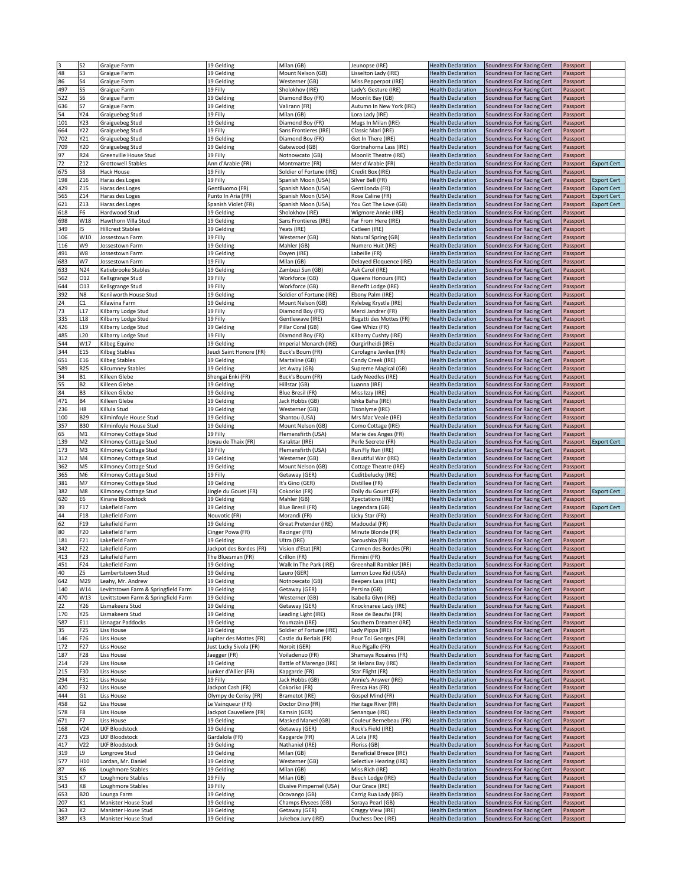| | | | | | | | | | |
|---|---|---|---|---|---|---|---|---|---|
| 3 | S2 | Graigue Farm | 19 Gelding | Milan (GB) | Jeunopse (IRE) | Health Declaration | Soundness For Racing Cert | Passport | |
| 48 | S3 | Graigue Farm | 19 Gelding | Mount Nelson (GB) | Lisselton Lady (IRE) | Health Declaration | Soundness For Racing Cert | Passport | |
| 86 | S4 | Graigue Farm | 19 Gelding | Westerner (GB) | Miss Pepperpot (IRE) | Health Declaration | Soundness For Racing Cert | Passport | |
| 497 | S5 | Graigue Farm | 19 Filly | Sholokhov (IRE) | Lady's Gesture (IRE) | Health Declaration | Soundness For Racing Cert | Passport | |
| 522 | S6 | Graigue Farm | 19 Gelding | Diamond Boy (FR) | Moonlit Bay (GB) | Health Declaration | Soundness For Racing Cert | Passport | |
| 636 | S7 | Graigue Farm | 19 Gelding | Valirann (FR) | Autumn In New York (IRE) | Health Declaration | Soundness For Racing Cert | Passport | |
| 54 | Y24 | Graiguebeg Stud | 19 Filly | Milan (GB) | Lora Lady (IRE) | Health Declaration | Soundness For Racing Cert | Passport | |
| 101 | Y23 | Graiguebeg Stud | 19 Gelding | Diamond Boy (FR) | Mugs In Milan (IRE) | Health Declaration | Soundness For Racing Cert | Passport | |
| 664 | Y22 | Graiguebeg Stud | 19 Filly | Sans Frontieres (IRE) | Classic Mari (IRE) | Health Declaration | Soundness For Racing Cert | Passport | |
| 702 | Y21 | Graiguebeg Stud | 19 Gelding | Diamond Boy (FR) | Get In There (IRE) | Health Declaration | Soundness For Racing Cert | Passport | |
| 709 | Y20 | Graiguebeg Stud | 19 Gelding | Gatewood (GB) | Gortnahorna Lass (IRE) | Health Declaration | Soundness For Racing Cert | Passport | |
| 97 | R24 | Greenville House Stud | 19 Filly | Notnowcato (GB) | Moonlit Theatre (IRE) | Health Declaration | Soundness For Racing Cert | Passport | |
| 72 | Z12 | Grottowell Stables | Ann d'Arabie (FR) | Montmartre (FR) | Mer d'Arabie (FR) | Health Declaration | Soundness For Racing Cert | Passport | Export Cert |
| 675 | S8 | Hack House | 19 Filly | Soldier of Fortune (IRE) | Credit Box (IRE) | Health Declaration | Soundness For Racing Cert | Passport | |
| 198 | Z16 | Haras des Loges | 19 Filly | Spanish Moon (USA) | Silver Bell (FR) | Health Declaration | Soundness For Racing Cert | Passport | Export Cert |
| 429 | Z15 | Haras des Loges | Gentiluomo (FR) | Spanish Moon (USA) | Gentilonda (FR) | Health Declaration | Soundness For Racing Cert | Passport | Export Cert |
| 565 | Z14 | Haras des Loges | Punto In Aria (FR) | Spanish Moon (USA) | Rose Caline (FR) | Health Declaration | Soundness For Racing Cert | Passport | Export Cert |
| 621 | Z13 | Haras des Loges | Spanish Violet (FR) | Spanish Moon (USA) | You Got The Love (GB) | Health Declaration | Soundness For Racing Cert | Passport | Export Cert |
| 618 | F6 | Hardwood Stud | 19 Gelding | Sholokhov (IRE) | Wigmore Annie (IRE) | Health Declaration | Soundness For Racing Cert | Passport | |
| 698 | W18 | Hawthorn Villa Stud | 19 Gelding | Sans Frontieres (IRE) | Far From Here (IRE) | Health Declaration | Soundness For Racing Cert | Passport | |
| 349 | I5 | Hillcrest Stables | 19 Gelding | Yeats (IRE) | Catleen (IRE) | Health Declaration | Soundness For Racing Cert | Passport | |
| 106 | W10 | Jossestown Farm | 19 Filly | Westerner (GB) | Natural Spring (GB) | Health Declaration | Soundness For Racing Cert | Passport | |
| 116 | W9 | Jossestown Farm | 19 Gelding | Mahler (GB) | Numero Huit (IRE) | Health Declaration | Soundness For Racing Cert | Passport | |
| 491 | W8 | Jossestown Farm | 19 Gelding | Doyen (IRE) | Labeille (FR) | Health Declaration | Soundness For Racing Cert | Passport | |
| 683 | W7 | Jossestown Farm | 19 Filly | Milan (GB) | Delayed Eloquence (IRE) | Health Declaration | Soundness For Racing Cert | Passport | |
| 633 | N24 | Katiebrooke Stables | 19 Gelding | Zambezi Sun (GB) | Ask Carol (IRE) | Health Declaration | Soundness For Racing Cert | Passport | |
| 562 | O12 | Kellsgrange Stud | 19 Filly | Workforce (GB) | Queens Honours (IRE) | Health Declaration | Soundness For Racing Cert | Passport | |
| 644 | O13 | Kellsgrange Stud | 19 Filly | Workforce (GB) | Benefit Lodge (IRE) | Health Declaration | Soundness For Racing Cert | Passport | |
| 392 | N8 | Kenilworth House Stud | 19 Gelding | Soldier of Fortune (IRE) | Ebony Palm (IRE) | Health Declaration | Soundness For Racing Cert | Passport | |
| 24 | C1 | Kilawina Farm | 19 Gelding | Mount Nelson (GB) | Kylebeg Krystle (IRE) | Health Declaration | Soundness For Racing Cert | Passport | |
| 73 | L17 | Kilbarry Lodge Stud | 19 Filly | Diamond Boy (FR) | Merci Jandrer (FR) | Health Declaration | Soundness For Racing Cert | Passport | |
| 335 | L18 | Kilbarry Lodge Stud | 19 Filly | Gentlewave (IRE) | Bugatti des Mottes (FR) | Health Declaration | Soundness For Racing Cert | Passport | |
| 426 | L19 | Kilbarry Lodge Stud | 19 Gelding | Pillar Coral (GB) | Gee Whizz (FR) | Health Declaration | Soundness For Racing Cert | Passport | |
| 485 | L20 | Kilbarry Lodge Stud | 19 Filly | Diamond Boy (FR) | Kilbarry Cushty (IRE) | Health Declaration | Soundness For Racing Cert | Passport | |
| 544 | W17 | Kilbeg Equine | 19 Gelding | Imperial Monarch (IRE) | Ourgirlheidi (IRE) | Health Declaration | Soundness For Racing Cert | Passport | |
| 344 | E15 | Kilbeg Stables | Jeudi Saint Honore (FR) | Buck's Boum (FR) | Carolagne Javilex (FR) | Health Declaration | Soundness For Racing Cert | Passport | |
| 651 | E16 | Kilbeg Stables | 19 Gelding | Martaline (GB) | Candy Creek (IRE) | Health Declaration | Soundness For Racing Cert | Passport | |
| 589 | R25 | Kilcumney Stables | 19 Gelding | Jet Away (GB) | Supreme Magical (GB) | Health Declaration | Soundness For Racing Cert | Passport | |
| 34 | B1 | Killeen Glebe | Shengai Enki (FR) | Buck's Boum (FR) | Lady Needles (IRE) | Health Declaration | Soundness For Racing Cert | Passport | |
| 55 | B2 | Killeen Glebe | 19 Gelding | Hillstar (GB) | Luanna (IRE) | Health Declaration | Soundness For Racing Cert | Passport | |
| 84 | B3 | Killeen Glebe | 19 Gelding | Blue Bresil (FR) | Miss Izzy (IRE) | Health Declaration | Soundness For Racing Cert | Passport | |
| 471 | B4 | Killeen Glebe | 19 Gelding | Jack Hobbs (GB) | Ishka Baha (IRE) | Health Declaration | Soundness For Racing Cert | Passport | |
| 236 | H8 | Killula Stud | 19 Gelding | Westerner (GB) | Tisonlyme (IRE) | Health Declaration | Soundness For Racing Cert | Passport | |
| 100 | B29 | Kilminfoyle House Stud | 19 Gelding | Shantou (USA) | Mrs Mac Veale (IRE) | Health Declaration | Soundness For Racing Cert | Passport | |
| 357 | B30 | Kilminfoyle House Stud | 19 Gelding | Mount Nelson (GB) | Como Cottage (IRE) | Health Declaration | Soundness For Racing Cert | Passport | |
| 65 | M1 | Kilmoney Cottage Stud | 19 Filly | Flemensfirth (USA) | Marie des Anges (FR) | Health Declaration | Soundness For Racing Cert | Passport | |
| 139 | M2 | Kilmoney Cottage Stud | Joyau de Thaix (FR) | Karaktar (IRE) | Perle Secrete (FR) | Health Declaration | Soundness For Racing Cert | Passport | Export Cert |
| 173 | M3 | Kilmoney Cottage Stud | 19 Filly | Flemensfirth (USA) | Run Fly Run (IRE) | Health Declaration | Soundness For Racing Cert | Passport | |
| 312 | M4 | Kilmoney Cottage Stud | 19 Gelding | Westerner (GB) | Beautiful War (IRE) | Health Declaration | Soundness For Racing Cert | Passport | |
| 362 | M5 | Kilmoney Cottage Stud | 19 Gelding | Mount Nelson (GB) | Cottage Theatre (IRE) | Health Declaration | Soundness For Racing Cert | Passport | |
| 365 | M6 | Kilmoney Cottage Stud | 19 Filly | Getaway (GER) | Cuditbelucky (IRE) | Health Declaration | Soundness For Racing Cert | Passport | |
| 381 | M7 | Kilmoney Cottage Stud | 19 Gelding | It's Gino (GER) | Distillee (FR) | Health Declaration | Soundness For Racing Cert | Passport | |
| 382 | M8 | Kilmoney Cottage Stud | Jingle du Gouet (FR) | Cokoriko (FR) | Dolly du Gouet (FR) | Health Declaration | Soundness For Racing Cert | Passport | Export Cert |
| 620 | E6 | Kinane Bloodstock | 19 Gelding | Mahler (GB) | Xpectations (IRE) | Health Declaration | Soundness For Racing Cert | Passport | |
| 39 | F17 | Lakefield Farm | 19 Gelding | Blue Bresil (FR) | Legendara (GB) | Health Declaration | Soundness For Racing Cert | Passport | Export Cert |
| 44 | F18 | Lakefield Farm | Nouvotic (FR) | Morandi (FR) | Licky Star (FR) | Health Declaration | Soundness For Racing Cert | Passport | |
| 62 | F19 | Lakefield Farm | 19 Gelding | Great Pretender (IRE) | Madoudal (FR) | Health Declaration | Soundness For Racing Cert | Passport | |
| 80 | F20 | Lakefield Farm | Cinger Powa (FR) | Racinger (FR) | Minute Blonde (FR) | Health Declaration | Soundness For Racing Cert | Passport | |
| 181 | F21 | Lakefield Farm | 19 Gelding | Ultra (IRE) | Saroushka (FR) | Health Declaration | Soundness For Racing Cert | Passport | |
| 342 | F22 | Lakefield Farm | Jackpot des Bordes (FR) | Vision d'Etat (FR) | Carmen des Bordes (FR) | Health Declaration | Soundness For Racing Cert | Passport | |
| 413 | F23 | Lakefield Farm | The Bluesman (FR) | Crillon (FR) | Firmini (FR) | Health Declaration | Soundness For Racing Cert | Passport | |
| 451 | F24 | Lakefield Farm | 19 Gelding | Walk In The Park (IRE) | Greenhall Rambler (IRE) | Health Declaration | Soundness For Racing Cert | Passport | |
| 40 | Z5 | Lambertstown Stud | 19 Gelding | Lauro (GER) | Lemon Love Kid (USA) | Health Declaration | Soundness For Racing Cert | Passport | |
| 642 | M29 | Leahy, Mr. Andrew | 19 Gelding | Notnowcato (GB) | Beepers Lass (IRE) | Health Declaration | Soundness For Racing Cert | Passport | |
| 140 | W14 | Levittstown Farm & Springfield Farm | 19 Gelding | Getaway (GER) | Persina (GB) | Health Declaration | Soundness For Racing Cert | Passport | |
| 470 | W13 | Levittstown Farm & Springfield Farm | 19 Gelding | Westerner (GB) | Isabella Glyn (IRE) | Health Declaration | Soundness For Racing Cert | Passport | |
| 22 | Y26 | Lismakeera Stud | 19 Gelding | Getaway (GER) | Knocknaree Lady (IRE) | Health Declaration | Soundness For Racing Cert | Passport | |
| 170 | Y25 | Lismakeera Stud | 19 Gelding | Leading Light (IRE) | Rose de Beaufai (FR) | Health Declaration | Soundness For Racing Cert | Passport | |
| 587 | E11 | Lisnagar Paddocks | 19 Gelding | Youmzain (IRE) | Southern Dreamer (IRE) | Health Declaration | Soundness For Racing Cert | Passport | |
| 35 | F25 | Liss House | 19 Gelding | Soldier of Fortune (IRE) | Lady Pippa (IRE) | Health Declaration | Soundness For Racing Cert | Passport | |
| 146 | F26 | Liss House | Jupiter des Mottes (FR) | Castle du Berlais (FR) | Pour Toi Georges (FR) | Health Declaration | Soundness For Racing Cert | Passport | |
| 172 | F27 | Liss House | Just Lucky Sivola (FR) | Noroit (GER) | Rue Pigalle (FR) | Health Declaration | Soundness For Racing Cert | Passport | |
| 187 | F28 | Liss House | Jaegger (FR) | Voiladenuo (FR) | Shamaya Rosaires (FR) | Health Declaration | Soundness For Racing Cert | Passport | |
| 214 | F29 | Liss House | 19 Gelding | Battle of Marengo (IRE) | St Helans Bay (IRE) | Health Declaration | Soundness For Racing Cert | Passport | |
| 215 | F30 | Liss House | Junker d'Allier (FR) | Kapgarde (FR) | Star Flight (FR) | Health Declaration | Soundness For Racing Cert | Passport | |
| 294 | F31 | Liss House | 19 Filly | Jack Hobbs (GB) | Annie's Answer (IRE) | Health Declaration | Soundness For Racing Cert | Passport | |
| 420 | F32 | Liss House | Jackpot Cash (FR) | Cokoriko (FR) | Fresca Has (FR) | Health Declaration | Soundness For Racing Cert | Passport | |
| 444 | G1 | Liss House | Olympy de Cerisy (FR) | Brametot (IRE) | Gospel Mind (FR) | Health Declaration | Soundness For Racing Cert | Passport | |
| 458 | G2 | Liss House | Le Vainqueur (FR) | Doctor Dino (FR) | Heritage River (FR) | Health Declaration | Soundness For Racing Cert | Passport | |
| 578 | F8 | Liss House | Jackpot Cauveliere (FR) | Kamsin (GER) | Senanque (IRE) | Health Declaration | Soundness For Racing Cert | Passport | |
| 671 | F7 | Liss House | 19 Gelding | Masked Marvel (GB) | Couleur Bernebeau (FR) | Health Declaration | Soundness For Racing Cert | Passport | |
| 168 | V24 | LKF Bloodstock | 19 Gelding | Getaway (GER) | Rock's Field (IRE) | Health Declaration | Soundness For Racing Cert | Passport | |
| 273 | V23 | LKF Bloodstock | Gardalola (FR) | Kappgarde (FR) | A Lola (FR) | Health Declaration | Soundness For Racing Cert | Passport | |
| 417 | V22 | LKF Bloodstock | 19 Gelding | Nathaniel (IRE) | Floriss (GB) | Health Declaration | Soundness For Racing Cert | Passport | |
| 319 | L9 | Longrove Stud | 19 Gelding | Milan (GB) | Beneficial Breeze (IRE) | Health Declaration | Soundness For Racing Cert | Passport | |
| 577 | H10 | Lordan, Mr. Daniel | 19 Gelding | Westerner (GB) | Selective Hearing (IRE) | Health Declaration | Soundness For Racing Cert | Passport | |
| 87 | K6 | Loughmore Stables | 19 Gelding | Milan (GB) | Miss Rich (IRE) | Health Declaration | Soundness For Racing Cert | Passport | |
| 315 | K7 | Loughmore Stables | 19 Filly | Milan (GB) | Beech Lodge (IRE) | Health Declaration | Soundness For Racing Cert | Passport | |
| 543 | K8 | Loughmore Stables | 19 Filly | Elusive Pimpernel (USA) | Our Grace (IRE) | Health Declaration | Soundness For Racing Cert | Passport | |
| 653 | B20 | Lounga Farm | 19 Gelding | Ocovango (GB) | Carrig Rua Lady (IRE) | Health Declaration | Soundness For Racing Cert | Passport | |
| 207 | K1 | Manister House Stud | 19 Gelding | Champs Elysees (GB) | Soraya Pearl (GB) | Health Declaration | Soundness For Racing Cert | Passport | |
| 363 | K2 | Manister House Stud | 19 Gelding | Getaway (GER) | Craggy View (IRE) | Health Declaration | Soundness For Racing Cert | Passport | |
| 387 | K3 | Manister House Stud | 19 Gelding | Jukebox Jury (IRE) | Duchess Dee (IRE) | Health Declaration | Soundness For Racing Cert | Passport | |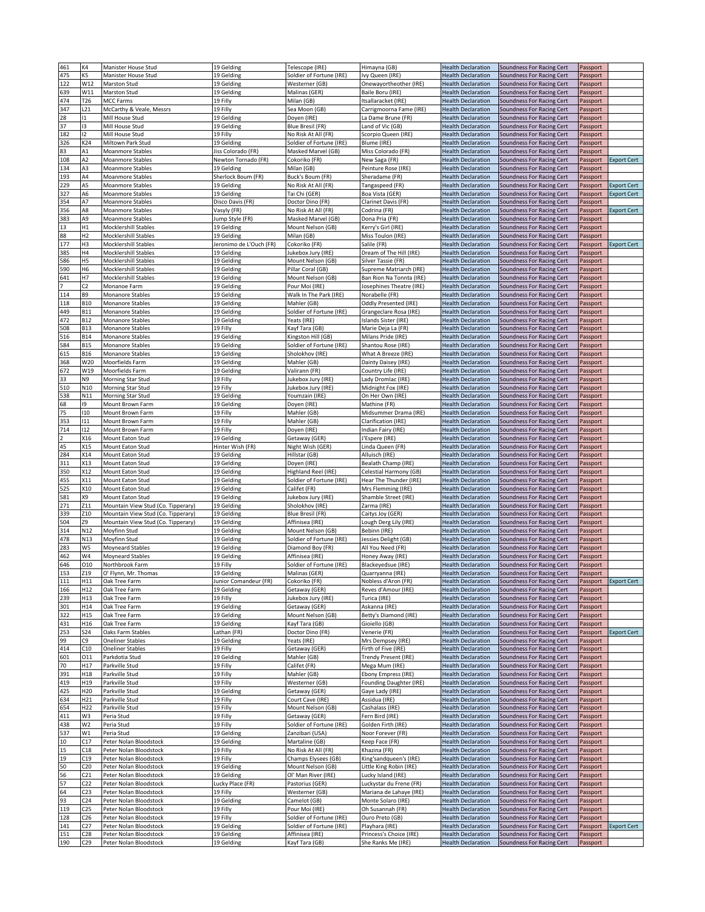| | | | | | | | | | |
|---|---|---|---|---|---|---|---|---|---|
| 461 | K4 | Manister House Stud | 19 Gelding | Telescope (IRE) | Himayna (GB) | Health Declaration | Soundness For Racing Cert | Passport | |
| 475 | K5 | Manister House Stud | 19 Gelding | Soldier of Fortune (IRE) | Ivy Queen (IRE) | Health Declaration | Soundness For Racing Cert | Passport | |
| 122 | W12 | Marston Stud | 19 Gelding | Westerner (GB) | Onewayortheother (IRE) | Health Declaration | Soundness For Racing Cert | Passport | |
| 639 | W11 | Marston Stud | 19 Gelding | Malinas (GER) | Baile Boru (IRE) | Health Declaration | Soundness For Racing Cert | Passport | |
| 474 | T26 | MCC Farms | 19 Filly | Milan (GB) | Itsallaracket (IRE) | Health Declaration | Soundness For Racing Cert | Passport | |
| 347 | L21 | McCarthy & Veale, Messrs | 19 Filly | Sea Moon (GB) | Carrigmoorna Fame (IRE) | Health Declaration | Soundness For Racing Cert | Passport | |
| 28 | I1 | Mill House Stud | 19 Gelding | Doyen (IRE) | La Dame Brune (FR) | Health Declaration | Soundness For Racing Cert | Passport | |
| 37 | I3 | Mill House Stud | 19 Gelding | Blue Bresil (FR) | Land of Vic (GB) | Health Declaration | Soundness For Racing Cert | Passport | |
| 182 | I2 | Mill House Stud | 19 Filly | No Risk At All (FR) | Scorpio Queen (IRE) | Health Declaration | Soundness For Racing Cert | Passport | |
| 326 | K24 | Miltown Park Stud | 19 Gelding | Soldier of Fortune (IRE) | Blume (IRE) | Health Declaration | Soundness For Racing Cert | Passport | |
| 83 | A1 | Moanmore Stables | Jiss Colorado (FR) | Masked Marvel (GB) | Miss Colorado (FR) | Health Declaration | Soundness For Racing Cert | Passport | |
| 108 | A2 | Moanmore Stables | Newton Tornado (FR) | Cokoriko (FR) | New Saga (FR) | Health Declaration | Soundness For Racing Cert | Passport | Export Cert |
| 134 | A3 | Moanmore Stables | 19 Gelding | Milan (GB) | Peinture Rose (IRE) | Health Declaration | Soundness For Racing Cert | Passport | |
| 193 | A4 | Moanmore Stables | Sherlock Boum (FR) | Buck's Boum (FR) | Sheradame (FR) | Health Declaration | Soundness For Racing Cert | Passport | |
| 229 | A5 | Moanmore Stables | 19 Gelding | No Risk At All (FR) | Tangaspeed (FR) | Health Declaration | Soundness For Racing Cert | Passport | Export Cert |
| 327 | A6 | Moanmore Stables | 19 Gelding | Tai Chi (GER) | Boa Vista (GER) | Health Declaration | Soundness For Racing Cert | Passport | Export Cert |
| 354 | A7 | Moanmore Stables | Disco Davis (FR) | Doctor Dino (FR) | Clarinet Davis (FR) | Health Declaration | Soundness For Racing Cert | Passport | |
| 356 | A8 | Moanmore Stables | Vasyly (FR) | No Risk At All (FR) | Codrina (FR) | Health Declaration | Soundness For Racing Cert | Passport | Export Cert |
| 383 | A9 | Moanmore Stables | Jump Style (FR) | Masked Marvel (GB) | Dona Pria (FR) | Health Declaration | Soundness For Racing Cert | Passport | |
| 13 | H1 | Mocklershill Stables | 19 Gelding | Mount Nelson (GB) | Kerry's Girl (IRE) | Health Declaration | Soundness For Racing Cert | Passport | |
| 88 | H2 | Mocklershill Stables | 19 Gelding | Milan (GB) | Miss Toulon (IRE) | Health Declaration | Soundness For Racing Cert | Passport | |
| 177 | H3 | Mocklershill Stables | Jeronimo de L'Ouch (FR) | Cokoriko (FR) | Salile (FR) | Health Declaration | Soundness For Racing Cert | Passport | Export Cert |
| 385 | H4 | Mocklershill Stables | 19 Gelding | Jukebox Jury (IRE) | Dream of The Hill (IRE) | Health Declaration | Soundness For Racing Cert | Passport | |
| 586 | H5 | Mocklershill Stables | 19 Gelding | Mount Nelson (GB) | Silver Tassie (FR) | Health Declaration | Soundness For Racing Cert | Passport | |
| 590 | H6 | Mocklershill Stables | 19 Gelding | Pillar Coral (GB) | Supreme Matriarch (IRE) | Health Declaration | Soundness For Racing Cert | Passport | |
| 641 | H7 | Mocklershill Stables | 19 Gelding | Mount Nelson (GB) | Ban Rion Na Tonnta (IRE) | Health Declaration | Soundness For Racing Cert | Passport | |
| 7 | C2 | Monanoe Farm | 19 Gelding | Pour Moi (IRE) | Josephines Theatre (IRE) | Health Declaration | Soundness For Racing Cert | Passport | |
| 114 | B9 | Monanore Stables | 19 Gelding | Walk In The Park (IRE) | Norabelle (FR) | Health Declaration | Soundness For Racing Cert | Passport | |
| 118 | B10 | Monanore Stables | 19 Gelding | Mahler (GB) | Oddly Presented (IRE) | Health Declaration | Soundness For Racing Cert | Passport | |
| 449 | B11 | Monanore Stables | 19 Gelding | Soldier of Fortune (IRE) | Grangeclare Rosa (IRE) | Health Declaration | Soundness For Racing Cert | Passport | |
| 472 | B12 | Monanore Stables | 19 Gelding | Yeats (IRE) | Islands Sister (IRE) | Health Declaration | Soundness For Racing Cert | Passport | |
| 508 | B13 | Monanore Stables | 19 Filly | Kayf Tara (GB) | Marie Deja La (FR) | Health Declaration | Soundness For Racing Cert | Passport | |
| 516 | B14 | Monanore Stables | 19 Gelding | Kingston Hill (GB) | Milans Pride (IRE) | Health Declaration | Soundness For Racing Cert | Passport | |
| 584 | B15 | Monanore Stables | 19 Gelding | Soldier of Fortune (IRE) | Shantou Rose (IRE) | Health Declaration | Soundness For Racing Cert | Passport | |
| 615 | B16 | Monanore Stables | 19 Gelding | Sholokhov (IRE) | What A Breeze (IRE) | Health Declaration | Soundness For Racing Cert | Passport | |
| 368 | W20 | Moorfields Farm | 19 Gelding | Mahler (GB) | Dainty Daisey (IRE) | Health Declaration | Soundness For Racing Cert | Passport | |
| 672 | W19 | Moorfields Farm | 19 Gelding | Valirann (FR) | Country Life (IRE) | Health Declaration | Soundness For Racing Cert | Passport | |
| 33 | N9 | Morning Star Stud | 19 Filly | Jukebox Jury (IRE) | Lady Dromlac (IRE) | Health Declaration | Soundness For Racing Cert | Passport | |
| 510 | N10 | Morning Star Stud | 19 Filly | Jukebox Jury (IRE) | Midnight Fox (IRE) | Health Declaration | Soundness For Racing Cert | Passport | |
| 538 | N11 | Morning Star Stud | 19 Gelding | Youmzain (IRE) | On Her Own (IRE) | Health Declaration | Soundness For Racing Cert | Passport | |
| 68 | I9 | Mount Brown Farm | 19 Gelding | Doyen (IRE) | Mathine (FR) | Health Declaration | Soundness For Racing Cert | Passport | |
| 75 | I10 | Mount Brown Farm | 19 Filly | Mahler (GB) | Midsummer Drama (IRE) | Health Declaration | Soundness For Racing Cert | Passport | |
| 353 | I11 | Mount Brown Farm | 19 Filly | Mahler (GB) | Clarification (IRE) | Health Declaration | Soundness For Racing Cert | Passport | |
| 714 | I12 | Mount Brown Farm | 19 Filly | Doyen (IRE) | Indian Fairy (IRE) | Health Declaration | Soundness For Racing Cert | Passport | |
| 2 | X16 | Mount Eaton Stud | 19 Gelding | Getaway (GER) | J'Espere (IRE) | Health Declaration | Soundness For Racing Cert | Passport | |
| 45 | X15 | Mount Eaton Stud | Hinter Wish (FR) | Night Wish (GER) | Linda Queen (FR) | Health Declaration | Soundness For Racing Cert | Passport | |
| 284 | X14 | Mount Eaton Stud | 19 Gelding | Hillstar (GB) | Alluisch (IRE) | Health Declaration | Soundness For Racing Cert | Passport | |
| 311 | X13 | Mount Eaton Stud | 19 Gelding | Doyen (IRE) | Bealath Champ (IRE) | Health Declaration | Soundness For Racing Cert | Passport | |
| 350 | X12 | Mount Eaton Stud | 19 Gelding | Highland Reel (IRE) | Celestial Harmony (GB) | Health Declaration | Soundness For Racing Cert | Passport | |
| 455 | X11 | Mount Eaton Stud | 19 Gelding | Soldier of Fortune (IRE) | Hear The Thunder (IRE) | Health Declaration | Soundness For Racing Cert | Passport | |
| 525 | X10 | Mount Eaton Stud | 19 Gelding | Califet (FR) | Mrs Flemming (IRE) | Health Declaration | Soundness For Racing Cert | Passport | |
| 581 | X9 | Mount Eaton Stud | 19 Gelding | Jukebox Jury (IRE) | Shamble Street (IRE) | Health Declaration | Soundness For Racing Cert | Passport | |
| 271 | Z11 | Mountain View Stud (Co. Tipperary) | 19 Gelding | Sholokhov (IRE) | Zarma (IRE) | Health Declaration | Soundness For Racing Cert | Passport | |
| 339 | Z10 | Mountain View Stud (Co. Tipperary) | 19 Gelding | Blue Bresil (FR) | Caitys Joy (GER) | Health Declaration | Soundness For Racing Cert | Passport | |
| 504 | Z9 | Mountain View Stud (Co. Tipperary) | 19 Gelding | Affinisea (IRE) | Lough Derg Lily (IRE) | Health Declaration | Soundness For Racing Cert | Passport | |
| 314 | N12 | Moyfinn Stud | 19 Gelding | Mount Nelson (GB) | Bebinn (IRE) | Health Declaration | Soundness For Racing Cert | Passport | |
| 478 | N13 | Moyfinn Stud | 19 Gelding | Soldier of Fortune (IRE) | Jessies Delight (GB) | Health Declaration | Soundness For Racing Cert | Passport | |
| 283 | W5 | Moyneard Stables | 19 Gelding | Diamond Boy (FR) | All You Need (FR) | Health Declaration | Soundness For Racing Cert | Passport | |
| 462 | W4 | Moyneard Stables | 19 Gelding | Affinisea (IRE) | Honey Away (IRE) | Health Declaration | Soundness For Racing Cert | Passport | |
| 646 | O10 | Northbrook Farm | 19 Filly | Soldier of Fortune (IRE) | Blackeyedsue (IRE) | Health Declaration | Soundness For Racing Cert | Passport | |
| 153 | Z19 | O' Flynn, Mr. Thomas | 19 Gelding | Malinas (GER) | Quarryanna (IRE) | Health Declaration | Soundness For Racing Cert | Passport | |
| 111 | H11 | Oak Tree Farm | Junior Comandeur (FR) | Cokoriko (FR) | Nobless d'Aron (FR) | Health Declaration | Soundness For Racing Cert | Passport | Export Cert |
| 166 | H12 | Oak Tree Farm | 19 Gelding | Getaway (GER) | Reves d'Amour (IRE) | Health Declaration | Soundness For Racing Cert | Passport | |
| 239 | H13 | Oak Tree Farm | 19 Filly | Jukebox Jury (IRE) | Turica (IRE) | Health Declaration | Soundness For Racing Cert | Passport | |
| 301 | H14 | Oak Tree Farm | 19 Gelding | Getaway (GER) | Askanna (IRE) | Health Declaration | Soundness For Racing Cert | Passport | |
| 322 | H15 | Oak Tree Farm | 19 Gelding | Mount Nelson (GB) | Betty's Diamond (IRE) | Health Declaration | Soundness For Racing Cert | Passport | |
| 431 | H16 | Oak Tree Farm | 19 Gelding | Kayf Tara (GB) | Gioiello (GB) | Health Declaration | Soundness For Racing Cert | Passport | |
| 253 | S24 | Oaks Farm Stables | Lathan (FR) | Doctor Dino (FR) | Venerie (FR) | Health Declaration | Soundness For Racing Cert | Passport | Export Cert |
| 99 | C9 | Oneliner Stables | 19 Gelding | Yeats (IRE) | Mrs Dempsey (IRE) | Health Declaration | Soundness For Racing Cert | Passport | |
| 414 | C10 | Oneliner Stables | 19 Filly | Getaway (GER) | Firth of Five (IRE) | Health Declaration | Soundness For Racing Cert | Passport | |
| 601 | O11 | Parkdotia Stud | 19 Gelding | Mahler (GB) | Trendy Present (IRE) | Health Declaration | Soundness For Racing Cert | Passport | |
| 70 | H17 | Parkville Stud | 19 Filly | Califet (FR) | Mega Mum (IRE) | Health Declaration | Soundness For Racing Cert | Passport | |
| 391 | H18 | Parkville Stud | 19 Filly | Mahler (GB) | Ebony Empress (IRE) | Health Declaration | Soundness For Racing Cert | Passport | |
| 419 | H19 | Parkville Stud | 19 Filly | Westerner (GB) | Founding Daughter (IRE) | Health Declaration | Soundness For Racing Cert | Passport | |
| 425 | H20 | Parkville Stud | 19 Gelding | Getaway (GER) | Gaye Lady (IRE) | Health Declaration | Soundness For Racing Cert | Passport | |
| 634 | H21 | Parkville Stud | 19 Filly | Court Cave (IRE) | Assidua (IRE) | Health Declaration | Soundness For Racing Cert | Passport | |
| 654 | H22 | Parkville Stud | 19 Filly | Mount Nelson (GB) | Cashalass (IRE) | Health Declaration | Soundness For Racing Cert | Passport | |
| 411 | W3 | Peria Stud | 19 Filly | Getaway (GER) | Fern Bird (IRE) | Health Declaration | Soundness For Racing Cert | Passport | |
| 438 | W2 | Peria Stud | 19 Filly | Soldier of Fortune (IRE) | Golden Firth (IRE) | Health Declaration | Soundness For Racing Cert | Passport | |
| 537 | W1 | Peria Stud | 19 Gelding | Zanzibari (USA) | Noor Forever (FR) | Health Declaration | Soundness For Racing Cert | Passport | |
| 10 | C17 | Peter Nolan Bloodstock | 19 Gelding | Martaline (GB) | Keep Face (FR) | Health Declaration | Soundness For Racing Cert | Passport | |
| 15 | C18 | Peter Nolan Bloodstock | 19 Filly | No Risk At All (FR) | Khazina (FR) | Health Declaration | Soundness For Racing Cert | Passport | |
| 19 | C19 | Peter Nolan Bloodstock | 19 Filly | Champs Elysees (GB) | King'sandqueen's (IRE) | Health Declaration | Soundness For Racing Cert | Passport | |
| 50 | C20 | Peter Nolan Bloodstock | 19 Gelding | Mount Nelson (GB) | Little King Robin (IRE) | Health Declaration | Soundness For Racing Cert | Passport | |
| 56 | C21 | Peter Nolan Bloodstock | 19 Gelding | Ol' Man River (IRE) | Lucky Island (IRE) | Health Declaration | Soundness For Racing Cert | Passport | |
| 57 | C22 | Peter Nolan Bloodstock | Lucky Place (FR) | Pastorius (GER) | Luckystar du Frene (FR) | Health Declaration | Soundness For Racing Cert | Passport | |
| 64 | C23 | Peter Nolan Bloodstock | 19 Filly | Westerner (GB) | Mariana de Lahaye (IRE) | Health Declaration | Soundness For Racing Cert | Passport | |
| 93 | C24 | Peter Nolan Bloodstock | 19 Gelding | Camelot (GB) | Monte Solaro (IRE) | Health Declaration | Soundness For Racing Cert | Passport | |
| 119 | C25 | Peter Nolan Bloodstock | 19 Filly | Pour Moi (IRE) | Oh Susannah (FR) | Health Declaration | Soundness For Racing Cert | Passport | |
| 128 | C26 | Peter Nolan Bloodstock | 19 Filly | Soldier of Fortune (IRE) | Ouro Preto (GB) | Health Declaration | Soundness For Racing Cert | Passport | |
| 141 | C27 | Peter Nolan Bloodstock | 19 Gelding | Soldier of Fortune (IRE) | Playhara (IRE) | Health Declaration | Soundness For Racing Cert | Passport | Export Cert |
| 151 | C28 | Peter Nolan Bloodstock | 19 Gelding | Affinisea (IRE) | Princess's Choice (IRE) | Health Declaration | Soundness For Racing Cert | Passport | |
| 190 | C29 | Peter Nolan Bloodstock | 19 Gelding | Kayf Tara (GB) | She Ranks Me (IRE) | Health Declaration | Soundness For Racing Cert | Passport | |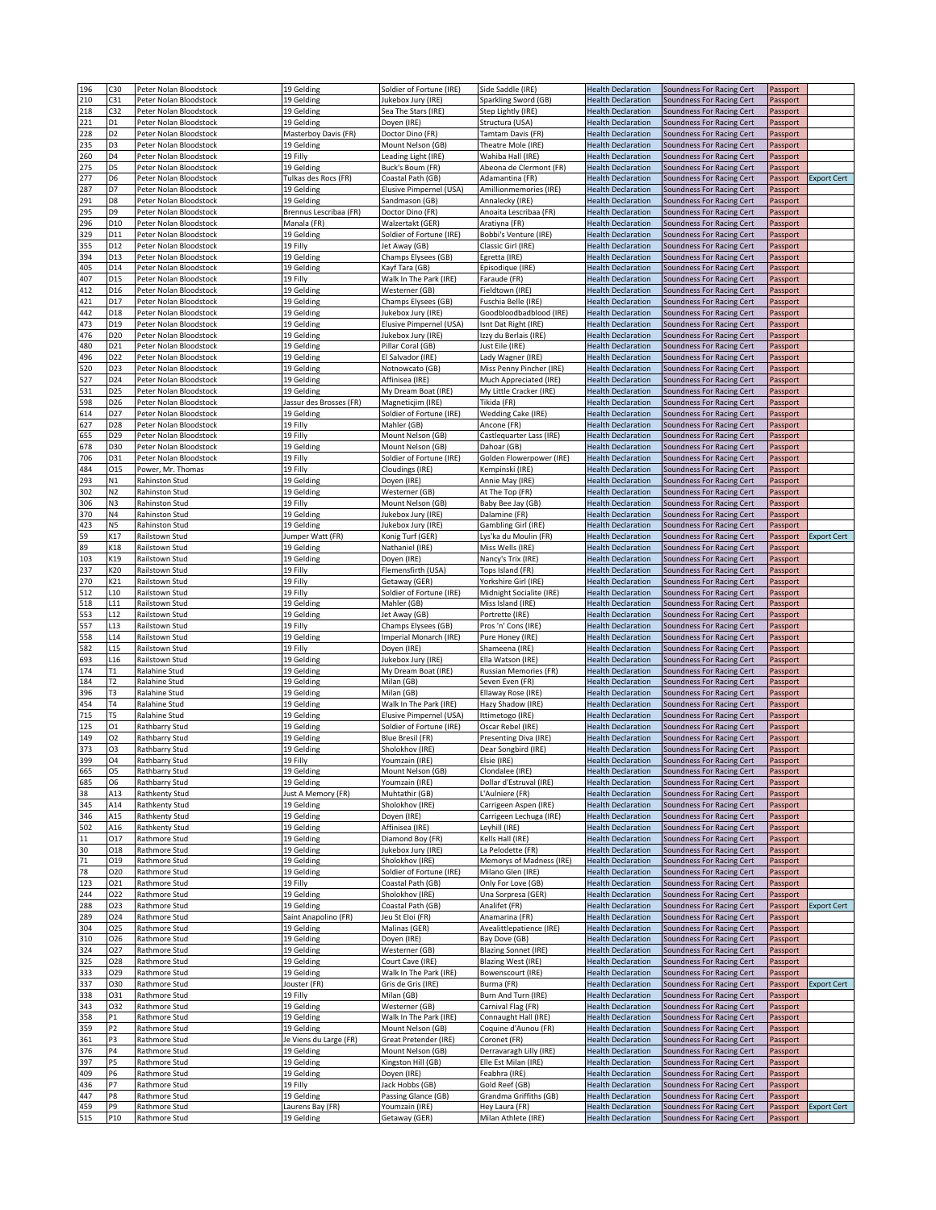| | | | | | | | | | |
|---|---|---|---|---|---|---|---|---|---|
| 196 | C30 | Peter Nolan Bloodstock | 19 Gelding | Soldier of Fortune (IRE) | Side Saddle (IRE) | Health Declaration | Soundness For Racing Cert | Passport | |
| 210 | C31 | Peter Nolan Bloodstock | 19 Gelding | Jukebox Jury (IRE) | Sparkling Sword (GB) | Health Declaration | Soundness For Racing Cert | Passport | |
| 218 | C32 | Peter Nolan Bloodstock | 19 Gelding | Sea The Stars (IRE) | Step Lightly (IRE) | Health Declaration | Soundness For Racing Cert | Passport | |
| 221 | D1 | Peter Nolan Bloodstock | 19 Gelding | Doyen (IRE) | Structura (USA) | Health Declaration | Soundness For Racing Cert | Passport | |
| 228 | D2 | Peter Nolan Bloodstock | Masterboy Davis (FR) | Doctor Dino (FR) | Tamtam Davis (FR) | Health Declaration | Soundness For Racing Cert | Passport | |
| 235 | D3 | Peter Nolan Bloodstock | 19 Gelding | Mount Nelson (GB) | Theatre Mole (IRE) | Health Declaration | Soundness For Racing Cert | Passport | |
| 260 | D4 | Peter Nolan Bloodstock | 19 Filly | Leading Light (IRE) | Wahiba Hall (IRE) | Health Declaration | Soundness For Racing Cert | Passport | |
| 275 | D5 | Peter Nolan Bloodstock | 19 Gelding | Buck's Boum (FR) | Abeona de Clermont (FR) | Health Declaration | Soundness For Racing Cert | Passport | |
| 277 | D6 | Peter Nolan Bloodstock | Tulkas des Rocs (FR) | Coastal Path (GB) | Adamantina (FR) | Health Declaration | Soundness For Racing Cert | Passport | Export Cert |
| 287 | D7 | Peter Nolan Bloodstock | 19 Gelding | Elusive Pimpernel (USA) | Amillionmemories (IRE) | Health Declaration | Soundness For Racing Cert | Passport | |
| 291 | D8 | Peter Nolan Bloodstock | 19 Gelding | Sandmason (GB) | Annalecky (IRE) | Health Declaration | Soundness For Racing Cert | Passport | |
| 295 | D9 | Peter Nolan Bloodstock | Brennus Lescribaa (FR) | Doctor Dino (FR) | Anoaita Lescribaa (FR) | Health Declaration | Soundness For Racing Cert | Passport | |
| 296 | D10 | Peter Nolan Bloodstock | Manala (FR) | Walzertakt (GER) | Aratiyna (FR) | Health Declaration | Soundness For Racing Cert | Passport | |
| 329 | D11 | Peter Nolan Bloodstock | 19 Gelding | Soldier of Fortune (IRE) | Bobbi's Venture (IRE) | Health Declaration | Soundness For Racing Cert | Passport | |
| 355 | D12 | Peter Nolan Bloodstock | 19 Filly | Jet Away (GB) | Classic Girl (IRE) | Health Declaration | Soundness For Racing Cert | Passport | |
| 394 | D13 | Peter Nolan Bloodstock | 19 Gelding | Champs Elysees (GB) | Egretta (IRE) | Health Declaration | Soundness For Racing Cert | Passport | |
| 405 | D14 | Peter Nolan Bloodstock | 19 Gelding | Kayf Tara (GB) | Episodique (IRE) | Health Declaration | Soundness For Racing Cert | Passport | |
| 407 | D15 | Peter Nolan Bloodstock | 19 Filly | Walk In The Park (IRE) | Faraude (FR) | Health Declaration | Soundness For Racing Cert | Passport | |
| 412 | D16 | Peter Nolan Bloodstock | 19 Gelding | Westerner (GB) | Fieldtown (IRE) | Health Declaration | Soundness For Racing Cert | Passport | |
| 421 | D17 | Peter Nolan Bloodstock | 19 Gelding | Champs Elysees (GB) | Fuschia Belle (IRE) | Health Declaration | Soundness For Racing Cert | Passport | |
| 442 | D18 | Peter Nolan Bloodstock | 19 Gelding | Jukebox Jury (IRE) | Goodbloodbadblood (IRE) | Health Declaration | Soundness For Racing Cert | Passport | |
| 473 | D19 | Peter Nolan Bloodstock | 19 Gelding | Elusive Pimpernel (USA) | Isnt Dat Right (IRE) | Health Declaration | Soundness For Racing Cert | Passport | |
| 476 | D20 | Peter Nolan Bloodstock | 19 Gelding | Jukebox Jury (IRE) | Izzy du Berlais (IRE) | Health Declaration | Soundness For Racing Cert | Passport | |
| 480 | D21 | Peter Nolan Bloodstock | 19 Gelding | Pillar Coral (GB) | Just Eile (IRE) | Health Declaration | Soundness For Racing Cert | Passport | |
| 496 | D22 | Peter Nolan Bloodstock | 19 Gelding | El Salvador (IRE) | Lady Wagner (IRE) | Health Declaration | Soundness For Racing Cert | Passport | |
| 520 | D23 | Peter Nolan Bloodstock | 19 Gelding | Notnowcato (GB) | Miss Penny Pincher (IRE) | Health Declaration | Soundness For Racing Cert | Passport | |
| 527 | D24 | Peter Nolan Bloodstock | 19 Gelding | Affinisea (IRE) | Much Appreciated (IRE) | Health Declaration | Soundness For Racing Cert | Passport | |
| 531 | D25 | Peter Nolan Bloodstock | 19 Gelding | My Dream Boat (IRE) | My Little Cracker (IRE) | Health Declaration | Soundness For Racing Cert | Passport | |
| 598 | D26 | Peter Nolan Bloodstock | Jassur des Brosses (FR) | Magneticjim (IRE) | Tikida (FR) | Health Declaration | Soundness For Racing Cert | Passport | |
| 614 | D27 | Peter Nolan Bloodstock | 19 Gelding | Soldier of Fortune (IRE) | Wedding Cake (IRE) | Health Declaration | Soundness For Racing Cert | Passport | |
| 627 | D28 | Peter Nolan Bloodstock | 19 Filly | Mahler (GB) | Ancone (FR) | Health Declaration | Soundness For Racing Cert | Passport | |
| 655 | D29 | Peter Nolan Bloodstock | 19 Filly | Mount Nelson (GB) | Castlequarter Lass (IRE) | Health Declaration | Soundness For Racing Cert | Passport | |
| 678 | D30 | Peter Nolan Bloodstock | 19 Gelding | Mount Nelson (GB) | Dahoar (GB) | Health Declaration | Soundness For Racing Cert | Passport | |
| 706 | D31 | Peter Nolan Bloodstock | 19 Filly | Soldier of Fortune (IRE) | Golden Flowerpower (IRE) | Health Declaration | Soundness For Racing Cert | Passport | |
| 484 | O15 | Power, Mr. Thomas | 19 Filly | Cloudings (IRE) | Kempinski (IRE) | Health Declaration | Soundness For Racing Cert | Passport | |
| 293 | N1 | Rahinston Stud | 19 Gelding | Doyen (IRE) | Annie May (IRE) | Health Declaration | Soundness For Racing Cert | Passport | |
| 302 | N2 | Rahinston Stud | 19 Gelding | Westerner (GB) | At The Top (FR) | Health Declaration | Soundness For Racing Cert | Passport | |
| 306 | N3 | Rahinston Stud | 19 Filly | Mount Nelson (GB) | Baby Bee Jay (GB) | Health Declaration | Soundness For Racing Cert | Passport | |
| 370 | N4 | Rahinston Stud | 19 Gelding | Jukebox Jury (IRE) | Dalamine (FR) | Health Declaration | Soundness For Racing Cert | Passport | |
| 423 | N5 | Rahinston Stud | 19 Gelding | Jukebox Jury (IRE) | Gambling Girl (IRE) | Health Declaration | Soundness For Racing Cert | Passport | |
| 59 | K17 | Railstown Stud | Jumper Watt (FR) | Konig Turf (GER) | Lys'ka du Moulin (FR) | Health Declaration | Soundness For Racing Cert | Passport | Export Cert |
| 89 | K18 | Railstown Stud | 19 Gelding | Nathaniel (IRE) | Miss Wells (IRE) | Health Declaration | Soundness For Racing Cert | Passport | |
| 103 | K19 | Railstown Stud | 19 Gelding | Doyen (IRE) | Nancy's Trix (IRE) | Health Declaration | Soundness For Racing Cert | Passport | |
| 237 | K20 | Railstown Stud | 19 Filly | Flemensfirth (USA) | Tops Island (FR) | Health Declaration | Soundness For Racing Cert | Passport | |
| 270 | K21 | Railstown Stud | 19 Filly | Getaway (GER) | Yorkshire Girl (IRE) | Health Declaration | Soundness For Racing Cert | Passport | |
| 512 | L10 | Railstown Stud | 19 Filly | Soldier of Fortune (IRE) | Midnight Socialite (IRE) | Health Declaration | Soundness For Racing Cert | Passport | |
| 518 | L11 | Railstown Stud | 19 Gelding | Mahler (GB) | Miss Island (IRE) | Health Declaration | Soundness For Racing Cert | Passport | |
| 553 | L12 | Railstown Stud | 19 Gelding | Jet Away (GB) | Portrette (IRE) | Health Declaration | Soundness For Racing Cert | Passport | |
| 557 | L13 | Railstown Stud | 19 Filly | Champs Elysees (GB) | Pros 'n' Cons (IRE) | Health Declaration | Soundness For Racing Cert | Passport | |
| 558 | L14 | Railstown Stud | 19 Gelding | Imperial Monarch (IRE) | Pure Honey (IRE) | Health Declaration | Soundness For Racing Cert | Passport | |
| 582 | L15 | Railstown Stud | 19 Filly | Doyen (IRE) | Shameena (IRE) | Health Declaration | Soundness For Racing Cert | Passport | |
| 693 | L16 | Railstown Stud | 19 Gelding | Jukebox Jury (IRE) | Ella Watson (IRE) | Health Declaration | Soundness For Racing Cert | Passport | |
| 174 | T1 | Ralahine Stud | 19 Gelding | My Dream Boat (IRE) | Russian Memories (FR) | Health Declaration | Soundness For Racing Cert | Passport | |
| 184 | T2 | Ralahine Stud | 19 Gelding | Milan (GB) | Seven Even (FR) | Health Declaration | Soundness For Racing Cert | Passport | |
| 396 | T3 | Ralahine Stud | 19 Gelding | Milan (GB) | Ellaway Rose (IRE) | Health Declaration | Soundness For Racing Cert | Passport | |
| 454 | T4 | Ralahine Stud | 19 Gelding | Walk In The Park (IRE) | Hazy Shadow (IRE) | Health Declaration | Soundness For Racing Cert | Passport | |
| 715 | T5 | Ralahine Stud | 19 Gelding | Elusive Pimpernel (USA) | Ittimetogo (IRE) | Health Declaration | Soundness For Racing Cert | Passport | |
| 125 | O1 | Rathbarry Stud | 19 Gelding | Soldier of Fortune (IRE) | Oscar Rebel (IRE) | Health Declaration | Soundness For Racing Cert | Passport | |
| 149 | O2 | Rathbarry Stud | 19 Gelding | Blue Bresil (FR) | Presenting Diva (IRE) | Health Declaration | Soundness For Racing Cert | Passport | |
| 373 | O3 | Rathbarry Stud | 19 Gelding | Sholokhov (IRE) | Dear Songbird (IRE) | Health Declaration | Soundness For Racing Cert | Passport | |
| 399 | O4 | Rathbarry Stud | 19 Filly | Youmzain (IRE) | Elsie (IRE) | Health Declaration | Soundness For Racing Cert | Passport | |
| 665 | O5 | Rathbarry Stud | 19 Gelding | Mount Nelson (GB) | Clondalee (IRE) | Health Declaration | Soundness For Racing Cert | Passport | |
| 685 | O6 | Rathbarry Stud | 19 Gelding | Youmzain (IRE) | Dollar d'Estruval (IRE) | Health Declaration | Soundness For Racing Cert | Passport | |
| 38 | A13 | Rathkenty Stud | Just A Memory (FR) | Muhtathir (GB) | L'Aulniere (FR) | Health Declaration | Soundness For Racing Cert | Passport | |
| 345 | A14 | Rathkenty Stud | 19 Gelding | Sholokhov (IRE) | Carrigeen Aspen (IRE) | Health Declaration | Soundness For Racing Cert | Passport | |
| 346 | A15 | Rathkenty Stud | 19 Gelding | Doyen (IRE) | Carrigeen Lechuga (IRE) | Health Declaration | Soundness For Racing Cert | Passport | |
| 502 | A16 | Rathkenty Stud | 19 Gelding | Affinisea (IRE) | Leyhill (IRE) | Health Declaration | Soundness For Racing Cert | Passport | |
| 11 | O17 | Rathmore Stud | 19 Gelding | Diamond Boy (FR) | Kells Hall (IRE) | Health Declaration | Soundness For Racing Cert | Passport | |
| 30 | O18 | Rathmore Stud | 19 Gelding | Jukebox Jury (IRE) | La Pelodette (FR) | Health Declaration | Soundness For Racing Cert | Passport | |
| 71 | O19 | Rathmore Stud | 19 Gelding | Sholokhov (IRE) | Memorys of Madness (IRE) | Health Declaration | Soundness For Racing Cert | Passport | |
| 78 | O20 | Rathmore Stud | 19 Gelding | Soldier of Fortune (IRE) | Milano Glen (IRE) | Health Declaration | Soundness For Racing Cert | Passport | |
| 123 | O21 | Rathmore Stud | 19 Filly | Coastal Path (GB) | Only For Love (GB) | Health Declaration | Soundness For Racing Cert | Passport | |
| 244 | O22 | Rathmore Stud | 19 Gelding | Sholokhov (IRE) | Una Sorpresa (GER) | Health Declaration | Soundness For Racing Cert | Passport | |
| 288 | O23 | Rathmore Stud | 19 Gelding | Coastal Path (GB) | Analifet (FR) | Health Declaration | Soundness For Racing Cert | Passport | Export Cert |
| 289 | O24 | Rathmore Stud | Saint Anapolino (FR) | Jeu St Eloi (FR) | Anamarina (FR) | Health Declaration | Soundness For Racing Cert | Passport | |
| 304 | O25 | Rathmore Stud | 19 Gelding | Malinas (GER) | Avealittlepatience (IRE) | Health Declaration | Soundness For Racing Cert | Passport | |
| 310 | O26 | Rathmore Stud | 19 Gelding | Doyen (IRE) | Bay Dove (GB) | Health Declaration | Soundness For Racing Cert | Passport | |
| 324 | O27 | Rathmore Stud | 19 Gelding | Westerner (GB) | Blazing Sonnet (IRE) | Health Declaration | Soundness For Racing Cert | Passport | |
| 325 | O28 | Rathmore Stud | 19 Gelding | Court Cave (IRE) | Blazing West (IRE) | Health Declaration | Soundness For Racing Cert | Passport | |
| 333 | O29 | Rathmore Stud | 19 Gelding | Walk In The Park (IRE) | Bowenscourt (IRE) | Health Declaration | Soundness For Racing Cert | Passport | |
| 337 | O30 | Rathmore Stud | Jouster (FR) | Gris de Gris (IRE) | Burma (FR) | Health Declaration | Soundness For Racing Cert | Passport | Export Cert |
| 338 | O31 | Rathmore Stud | 19 Filly | Milan (GB) | Burn And Turn (IRE) | Health Declaration | Soundness For Racing Cert | Passport | |
| 343 | O32 | Rathmore Stud | 19 Gelding | Westerner (GB) | Carnival Flag (FR) | Health Declaration | Soundness For Racing Cert | Passport | |
| 358 | P1 | Rathmore Stud | 19 Gelding | Walk In The Park (IRE) | Connaught Hall (IRE) | Health Declaration | Soundness For Racing Cert | Passport | |
| 359 | P2 | Rathmore Stud | 19 Gelding | Mount Nelson (GB) | Coquine d'Aunou (FR) | Health Declaration | Soundness For Racing Cert | Passport | |
| 361 | P3 | Rathmore Stud | Je Viens du Large (FR) | Great Pretender (IRE) | Coronet (FR) | Health Declaration | Soundness For Racing Cert | Passport | |
| 376 | P4 | Rathmore Stud | 19 Gelding | Mount Nelson (GB) | Derravaragh Lilly (IRE) | Health Declaration | Soundness For Racing Cert | Passport | |
| 397 | P5 | Rathmore Stud | 19 Gelding | Kingston Hill (GB) | Elle Est Milan (IRE) | Health Declaration | Soundness For Racing Cert | Passport | |
| 409 | P6 | Rathmore Stud | 19 Gelding | Doyen (IRE) | Feabhra (IRE) | Health Declaration | Soundness For Racing Cert | Passport | |
| 436 | P7 | Rathmore Stud | 19 Filly | Jack Hobbs (GB) | Gold Reef (GB) | Health Declaration | Soundness For Racing Cert | Passport | |
| 447 | P8 | Rathmore Stud | 19 Gelding | Passing Glance (GB) | Grandma Griffiths (GB) | Health Declaration | Soundness For Racing Cert | Passport | |
| 459 | P9 | Rathmore Stud | Laurens Bay (FR) | Youmzain (IRE) | Hey Laura (FR) | Health Declaration | Soundness For Racing Cert | Passport | Export Cert |
| 515 | P10 | Rathmore Stud | 19 Gelding | Getaway (GER) | Milan Athlete (IRE) | Health Declaration | Soundness For Racing Cert | Passport | |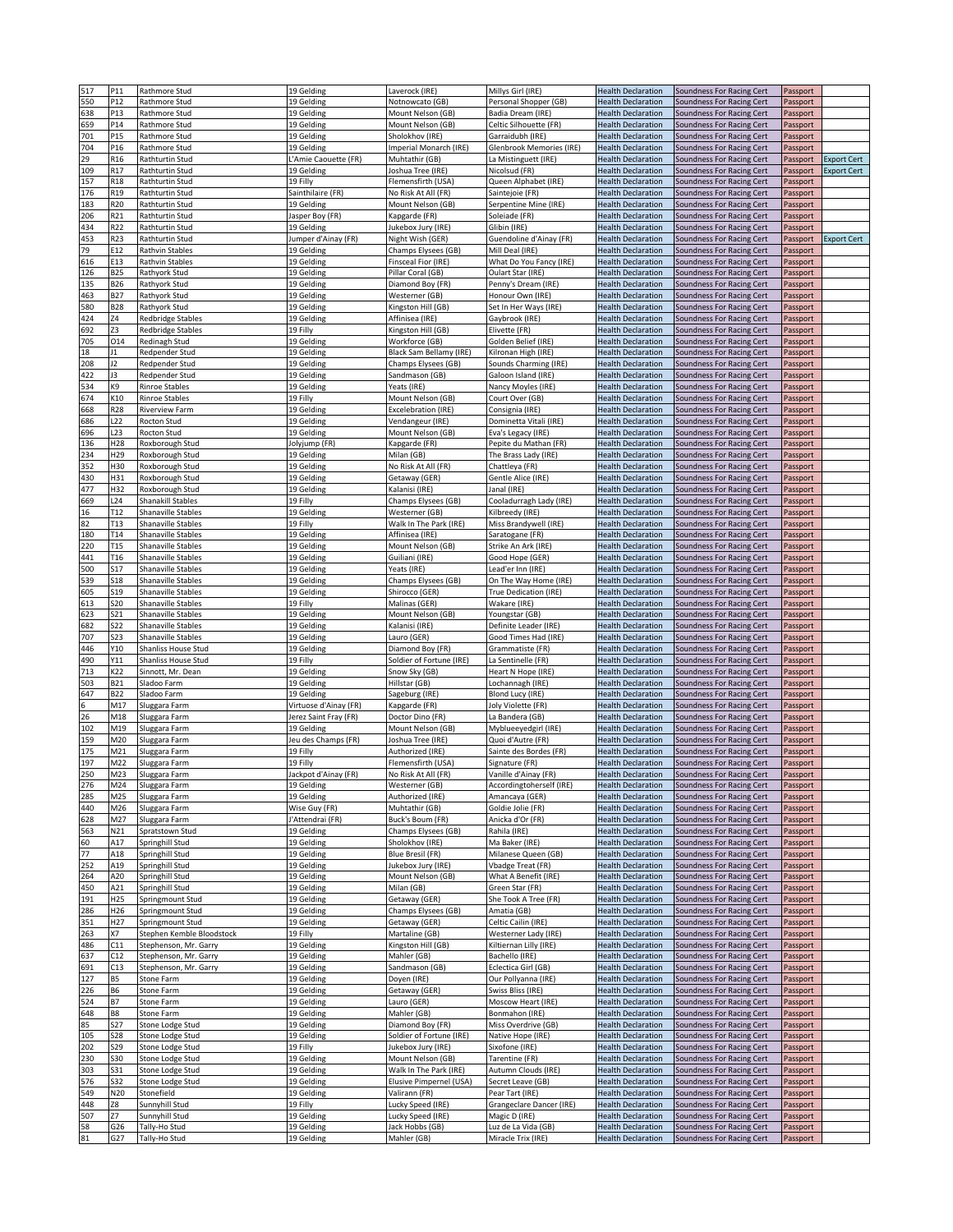| | | | | | | | | | |
|---|---|---|---|---|---|---|---|---|---|
| 517 | P11 | Rathmore Stud | 19 Gelding | Laverock (IRE) | Millys Girl (IRE) | Health Declaration | Soundness For Racing Cert | Passport | |
| 550 | P12 | Rathmore Stud | 19 Gelding | Notnowcato (GB) | Personal Shopper (GB) | Health Declaration | Soundness For Racing Cert | Passport | |
| 638 | P13 | Rathmore Stud | 19 Gelding | Mount Nelson (GB) | Badia Dream (IRE) | Health Declaration | Soundness For Racing Cert | Passport | |
| 659 | P14 | Rathmore Stud | 19 Gelding | Mount Nelson (GB) | Celtic Silhouette (FR) | Health Declaration | Soundness For Racing Cert | Passport | |
| 701 | P15 | Rathmore Stud | 19 Gelding | Sholokhov (IRE) | Garraidubh (IRE) | Health Declaration | Soundness For Racing Cert | Passport | |
| 704 | P16 | Rathmore Stud | 19 Gelding | Imperial Monarch (IRE) | Glenbrook Memories (IRE) | Health Declaration | Soundness For Racing Cert | Passport | |
| 29 | R16 | Rathturtin Stud | L'Amie Caouette (FR) | Muhtathir (GB) | La Mistinguett (IRE) | Health Declaration | Soundness For Racing Cert | Passport | Export Cert |
| 109 | R17 | Rathturtin Stud | 19 Gelding | Joshua Tree (IRE) | Nicolsud (FR) | Health Declaration | Soundness For Racing Cert | Passport | Export Cert |
| 157 | R18 | Rathturtin Stud | 19 Filly | Flemensfirth (USA) | Queen Alphabet (IRE) | Health Declaration | Soundness For Racing Cert | Passport | |
| 176 | R19 | Rathturtin Stud | Sainthilaire (FR) | No Risk At All (FR) | Saintejoie (FR) | Health Declaration | Soundness For Racing Cert | Passport | |
| 183 | R20 | Rathturtin Stud | 19 Gelding | Mount Nelson (GB) | Serpentine Mine (IRE) | Health Declaration | Soundness For Racing Cert | Passport | |
| 206 | R21 | Rathturtin Stud | Jasper Boy (FR) | Kapgarde (FR) | Soleiade (FR) | Health Declaration | Soundness For Racing Cert | Passport | |
| 434 | R22 | Rathturtin Stud | 19 Gelding | Jukebox Jury (IRE) | Glibin (IRE) | Health Declaration | Soundness For Racing Cert | Passport | |
| 453 | R23 | Rathturtin Stud | Jumper d'Ainay (FR) | Night Wish (GER) | Guendoline d'Ainay (FR) | Health Declaration | Soundness For Racing Cert | Passport | Export Cert |
| 79 | E12 | Rathvin Stables | 19 Gelding | Champs Elysees (GB) | Mill Deal (IRE) | Health Declaration | Soundness For Racing Cert | Passport | |
| 616 | E13 | Rathvin Stables | 19 Gelding | Finsceal Fior (IRE) | What Do You Fancy (IRE) | Health Declaration | Soundness For Racing Cert | Passport | |
| 126 | B25 | Rathyork Stud | 19 Gelding | Pillar Coral (GB) | Oulart Star (IRE) | Health Declaration | Soundness For Racing Cert | Passport | |
| 135 | B26 | Rathyork Stud | 19 Gelding | Diamond Boy (FR) | Penny's Dream (IRE) | Health Declaration | Soundness For Racing Cert | Passport | |
| 463 | B27 | Rathyork Stud | 19 Gelding | Westerner (GB) | Honour Own (IRE) | Health Declaration | Soundness For Racing Cert | Passport | |
| 580 | B28 | Rathyork Stud | 19 Gelding | Kingston Hill (GB) | Set In Her Ways (IRE) | Health Declaration | Soundness For Racing Cert | Passport | |
| 424 | Z4 | Redbridge Stables | 19 Gelding | Affinisea (IRE) | Gaybrook (IRE) | Health Declaration | Soundness For Racing Cert | Passport | |
| 692 | Z3 | Redbridge Stables | 19 Filly | Kingston Hill (GB) | Elivette (FR) | Health Declaration | Soundness For Racing Cert | Passport | |
| 705 | O14 | Redinagh Stud | 19 Gelding | Workforce (GB) | Golden Belief (IRE) | Health Declaration | Soundness For Racing Cert | Passport | |
| 18 | J1 | Redpender Stud | 19 Gelding | Black Sam Bellamy (IRE) | Kilronan High (IRE) | Health Declaration | Soundness For Racing Cert | Passport | |
| 208 | J2 | Redpender Stud | 19 Gelding | Champs Elysees (GB) | Sounds Charming (IRE) | Health Declaration | Soundness For Racing Cert | Passport | |
| 422 | J3 | Redpender Stud | 19 Gelding | Sandmason (GB) | Galoon Island (IRE) | Health Declaration | Soundness For Racing Cert | Passport | |
| 534 | K9 | Rinroe Stables | 19 Gelding | Yeats (IRE) | Nancy Moyles (IRE) | Health Declaration | Soundness For Racing Cert | Passport | |
| 674 | K10 | Rinroe Stables | 19 Filly | Mount Nelson (GB) | Court Over (GB) | Health Declaration | Soundness For Racing Cert | Passport | |
| 668 | R28 | Riverview Farm | 19 Gelding | Excelebration (IRE) | Consignia (IRE) | Health Declaration | Soundness For Racing Cert | Passport | |
| 686 | L22 | Rocton Stud | 19 Gelding | Vendangeur (IRE) | Dominetta Vitali (IRE) | Health Declaration | Soundness For Racing Cert | Passport | |
| 696 | L23 | Rocton Stud | 19 Gelding | Mount Nelson (GB) | Eva's Legacy (IRE) | Health Declaration | Soundness For Racing Cert | Passport | |
| 136 | H28 | Roxborough Stud | Jolyjump (FR) | Kapgarde (FR) | Pepite du Mathan (FR) | Health Declaration | Soundness For Racing Cert | Passport | |
| 234 | H29 | Roxborough Stud | 19 Gelding | Milan (GB) | The Brass Lady (IRE) | Health Declaration | Soundness For Racing Cert | Passport | |
| 352 | H30 | Roxborough Stud | 19 Gelding | No Risk At All (FR) | Chattleya (FR) | Health Declaration | Soundness For Racing Cert | Passport | |
| 430 | H31 | Roxborough Stud | 19 Gelding | Getaway (GER) | Gentle Alice (IRE) | Health Declaration | Soundness For Racing Cert | Passport | |
| 477 | H32 | Roxborough Stud | 19 Gelding | Kalanisi (IRE) | Janal (IRE) | Health Declaration | Soundness For Racing Cert | Passport | |
| 669 | L24 | Shanakill Stables | 19 Filly | Champs Elysees (GB) | Cooladurragh Lady (IRE) | Health Declaration | Soundness For Racing Cert | Passport | |
| 16 | T12 | Shanaville Stables | 19 Gelding | Westerner (GB) | Kilbreedy (IRE) | Health Declaration | Soundness For Racing Cert | Passport | |
| 82 | T13 | Shanaville Stables | 19 Filly | Walk In The Park (IRE) | Miss Brandywell (IRE) | Health Declaration | Soundness For Racing Cert | Passport | |
| 180 | T14 | Shanaville Stables | 19 Gelding | Affinisea (IRE) | Saratogane (FR) | Health Declaration | Soundness For Racing Cert | Passport | |
| 220 | T15 | Shanaville Stables | 19 Gelding | Mount Nelson (GB) | Strike An Ark (IRE) | Health Declaration | Soundness For Racing Cert | Passport | |
| 441 | T16 | Shanaville Stables | 19 Gelding | Guiliani (IRE) | Good Hope (GER) | Health Declaration | Soundness For Racing Cert | Passport | |
| 500 | S17 | Shanaville Stables | 19 Gelding | Yeats (IRE) | Lead'er Inn (IRE) | Health Declaration | Soundness For Racing Cert | Passport | |
| 539 | S18 | Shanaville Stables | 19 Gelding | Champs Elysees (GB) | On The Way Home (IRE) | Health Declaration | Soundness For Racing Cert | Passport | |
| 605 | S19 | Shanaville Stables | 19 Gelding | Shirocco (GER) | True Dedication (IRE) | Health Declaration | Soundness For Racing Cert | Passport | |
| 613 | S20 | Shanaville Stables | 19 Filly | Malinas (GER) | Wakare (IRE) | Health Declaration | Soundness For Racing Cert | Passport | |
| 623 | S21 | Shanaville Stables | 19 Gelding | Mount Nelson (GB) | Youngstar (GB) | Health Declaration | Soundness For Racing Cert | Passport | |
| 682 | S22 | Shanaville Stables | 19 Gelding | Kalanisi (IRE) | Definite Leader (IRE) | Health Declaration | Soundness For Racing Cert | Passport | |
| 707 | S23 | Shanaville Stables | 19 Gelding | Lauro (GER) | Good Times Had (IRE) | Health Declaration | Soundness For Racing Cert | Passport | |
| 446 | Y10 | Shanliss House Stud | 19 Gelding | Diamond Boy (FR) | Grammatiste (FR) | Health Declaration | Soundness For Racing Cert | Passport | |
| 490 | Y11 | Shanliss House Stud | 19 Filly | Soldier of Fortune (IRE) | La Sentinelle (FR) | Health Declaration | Soundness For Racing Cert | Passport | |
| 713 | K22 | Sinnott, Mr. Dean | 19 Gelding | Snow Sky (GB) | Heart N Hope (IRE) | Health Declaration | Soundness For Racing Cert | Passport | |
| 503 | B21 | Sladoo Farm | 19 Gelding | Hillstar (GB) | Lochannagh (IRE) | Health Declaration | Soundness For Racing Cert | Passport | |
| 647 | B22 | Sladoo Farm | 19 Gelding | Sageburg (IRE) | Blond Lucy (IRE) | Health Declaration | Soundness For Racing Cert | Passport | |
| 6 | M17 | Sluggara Farm | Virtuose d'Ainay (FR) | Kapgarde (FR) | Joly Violette (FR) | Health Declaration | Soundness For Racing Cert | Passport | |
| 26 | M18 | Sluggara Farm | Jerez Saint Fray (FR) | Doctor Dino (FR) | La Bandera (GB) | Health Declaration | Soundness For Racing Cert | Passport | |
| 102 | M19 | Sluggara Farm | 19 Gelding | Mount Nelson (GB) | Myblueeyedgirl (IRE) | Health Declaration | Soundness For Racing Cert | Passport | |
| 159 | M20 | Sluggara Farm | Jeu des Champs (FR) | Joshua Tree (IRE) | Quoi d'Autre (FR) | Health Declaration | Soundness For Racing Cert | Passport | |
| 175 | M21 | Sluggara Farm | 19 Filly | Authorized (IRE) | Sainte des Bordes (FR) | Health Declaration | Soundness For Racing Cert | Passport | |
| 197 | M22 | Sluggara Farm | 19 Filly | Flemensfirth (USA) | Signature (FR) | Health Declaration | Soundness For Racing Cert | Passport | |
| 250 | M23 | Sluggara Farm | Jackpot d'Ainay (FR) | No Risk At All (FR) | Vanille d'Ainay (FR) | Health Declaration | Soundness For Racing Cert | Passport | |
| 276 | M24 | Sluggara Farm | 19 Gelding | Westerner (GB) | Accordingtoherself (IRE) | Health Declaration | Soundness For Racing Cert | Passport | |
| 285 | M25 | Sluggara Farm | 19 Gelding | Authorized (IRE) | Amancaya (GER) | Health Declaration | Soundness For Racing Cert | Passport | |
| 440 | M26 | Sluggara Farm | Wise Guy (FR) | Muhtathir (GB) | Goldie Jolie (FR) | Health Declaration | Soundness For Racing Cert | Passport | |
| 628 | M27 | Sluggara Farm | J'Attendrai (FR) | Buck's Boum (FR) | Anicka d'Or (FR) | Health Declaration | Soundness For Racing Cert | Passport | |
| 563 | N21 | Spratstown Stud | 19 Gelding | Champs Elysees (GB) | Rahila (IRE) | Health Declaration | Soundness For Racing Cert | Passport | |
| 60 | A17 | Springhill Stud | 19 Gelding | Sholokhov (IRE) | Ma Baker (IRE) | Health Declaration | Soundness For Racing Cert | Passport | |
| 77 | A18 | Springhill Stud | 19 Gelding | Blue Bresil (FR) | Milanese Queen (GB) | Health Declaration | Soundness For Racing Cert | Passport | |
| 252 | A19 | Springhill Stud | 19 Gelding | Jukebox Jury (IRE) | Vbadge Treat (FR) | Health Declaration | Soundness For Racing Cert | Passport | |
| 264 | A20 | Springhill Stud | 19 Gelding | Mount Nelson (GB) | What A Benefit (IRE) | Health Declaration | Soundness For Racing Cert | Passport | |
| 450 | A21 | Springhill Stud | 19 Gelding | Milan (GB) | Green Star (FR) | Health Declaration | Soundness For Racing Cert | Passport | |
| 191 | H25 | Springmount Stud | 19 Gelding | Getaway (GER) | She Took A Tree (FR) | Health Declaration | Soundness For Racing Cert | Passport | |
| 286 | H26 | Springmount Stud | 19 Gelding | Champs Elysees (GB) | Amatia (GB) | Health Declaration | Soundness For Racing Cert | Passport | |
| 351 | H27 | Springmount Stud | 19 Gelding | Getaway (GER) | Celtic Cailin (IRE) | Health Declaration | Soundness For Racing Cert | Passport | |
| 263 | X7 | Stephen Kemble Bloodstock | 19 Filly | Martaline (GB) | Westerner Lady (IRE) | Health Declaration | Soundness For Racing Cert | Passport | |
| 486 | C11 | Stephenson, Mr. Garry | 19 Gelding | Kingston Hill (GB) | Kiltiernan Lilly (IRE) | Health Declaration | Soundness For Racing Cert | Passport | |
| 637 | C12 | Stephenson, Mr. Garry | 19 Gelding | Mahler (GB) | Bachello (IRE) | Health Declaration | Soundness For Racing Cert | Passport | |
| 691 | C13 | Stephenson, Mr. Garry | 19 Gelding | Sandmason (GB) | Eclectica Girl (GB) | Health Declaration | Soundness For Racing Cert | Passport | |
| 127 | B5 | Stone Farm | 19 Gelding | Doyen (IRE) | Our Pollyanna (IRE) | Health Declaration | Soundness For Racing Cert | Passport | |
| 226 | B6 | Stone Farm | 19 Gelding | Getaway (GER) | Swiss Bliss (IRE) | Health Declaration | Soundness For Racing Cert | Passport | |
| 524 | B7 | Stone Farm | 19 Gelding | Lauro (GER) | Moscow Heart (IRE) | Health Declaration | Soundness For Racing Cert | Passport | |
| 648 | B8 | Stone Farm | 19 Gelding | Mahler (GB) | Bonmahon (IRE) | Health Declaration | Soundness For Racing Cert | Passport | |
| 85 | S27 | Stone Lodge Stud | 19 Gelding | Diamond Boy (FR) | Miss Overdrive (GB) | Health Declaration | Soundness For Racing Cert | Passport | |
| 105 | S28 | Stone Lodge Stud | 19 Gelding | Soldier of Fortune (IRE) | Native Hope (IRE) | Health Declaration | Soundness For Racing Cert | Passport | |
| 202 | S29 | Stone Lodge Stud | 19 Filly | Jukebox Jury (IRE) | Sixofone (IRE) | Health Declaration | Soundness For Racing Cert | Passport | |
| 230 | S30 | Stone Lodge Stud | 19 Gelding | Mount Nelson (GB) | Tarentine (FR) | Health Declaration | Soundness For Racing Cert | Passport | |
| 303 | S31 | Stone Lodge Stud | 19 Gelding | Walk In The Park (IRE) | Autumn Clouds (IRE) | Health Declaration | Soundness For Racing Cert | Passport | |
| 576 | S32 | Stone Lodge Stud | 19 Gelding | Elusive Pimpernel (USA) | Secret Leave (GB) | Health Declaration | Soundness For Racing Cert | Passport | |
| 549 | N20 | Stonefield | 19 Gelding | Valirann (FR) | Pear Tart (IRE) | Health Declaration | Soundness For Racing Cert | Passport | |
| 448 | Z8 | Sunnyhill Stud | 19 Filly | Lucky Speed (IRE) | Grangeclare Dancer (IRE) | Health Declaration | Soundness For Racing Cert | Passport | |
| 507 | Z7 | Sunnyhill Stud | 19 Gelding | Lucky Speed (IRE) | Magic D (IRE) | Health Declaration | Soundness For Racing Cert | Passport | |
| 58 | G26 | Tally-Ho Stud | 19 Gelding | Jack Hobbs (GB) | Luz de La Vida (GB) | Health Declaration | Soundness For Racing Cert | Passport | |
| 81 | G27 | Tally-Ho Stud | 19 Gelding | Mahler (GB) | Miracle Trix (IRE) | Health Declaration | Soundness For Racing Cert | Passport | |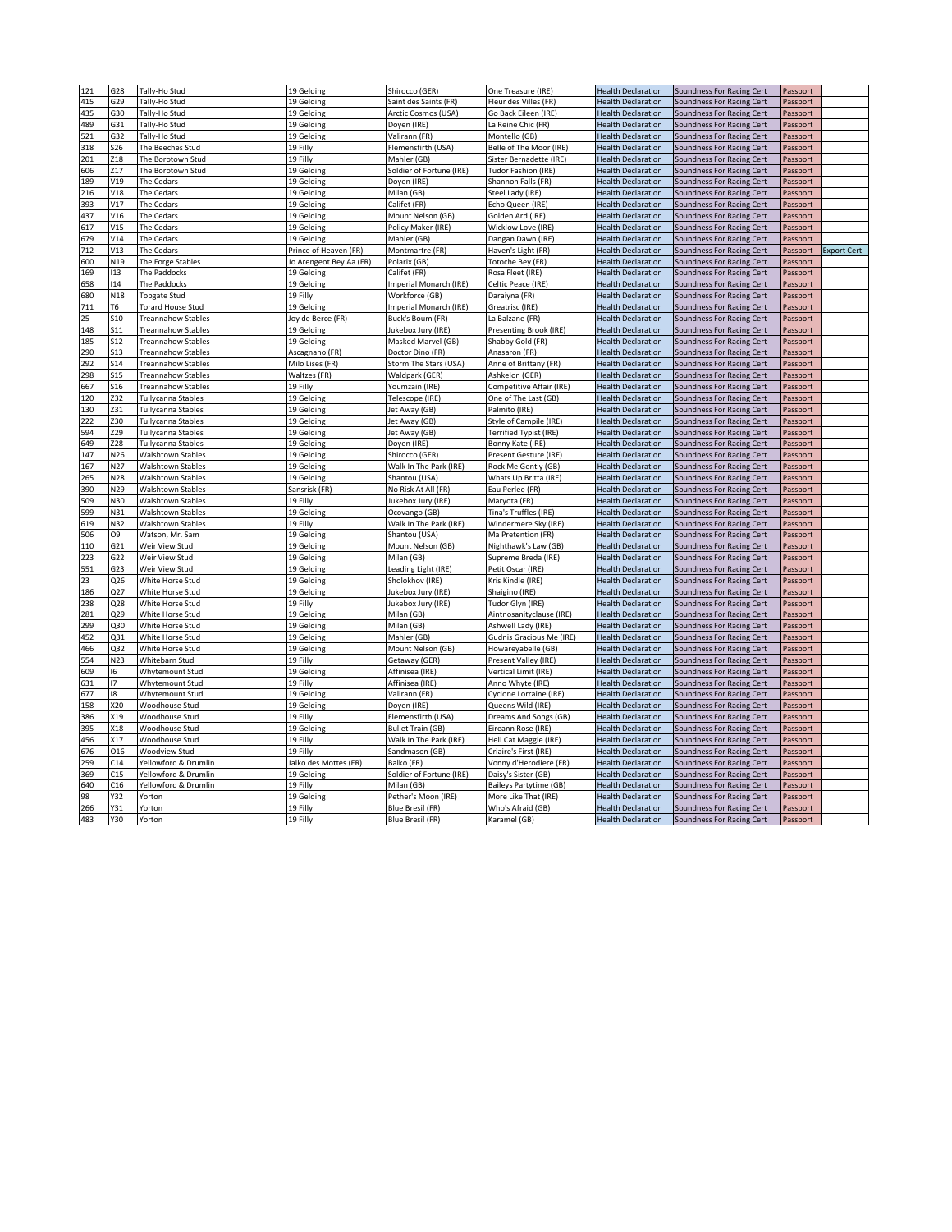| | | | | | | | | | |
|---|---|---|---|---|---|---|---|---|---|
| 121 | G28 | Tally-Ho Stud | 19 Gelding | Shirocco (GER) | One Treasure (IRE) | Health Declaration | Soundness For Racing Cert | Passport | |
| 415 | G29 | Tally-Ho Stud | 19 Gelding | Saint des Saints (FR) | Fleur des Villes (FR) | Health Declaration | Soundness For Racing Cert | Passport | |
| 435 | G30 | Tally-Ho Stud | 19 Gelding | Arctic Cosmos (USA) | Go Back Eileen (IRE) | Health Declaration | Soundness For Racing Cert | Passport | |
| 489 | G31 | Tally-Ho Stud | 19 Gelding | Doyen (IRE) | La Reine Chic (FR) | Health Declaration | Soundness For Racing Cert | Passport | |
| 521 | G32 | Tally-Ho Stud | 19 Gelding | Valirann (FR) | Montello (GB) | Health Declaration | Soundness For Racing Cert | Passport | |
| 318 | S26 | The Beeches Stud | 19 Filly | Flemensfirth (USA) | Belle of The Moor (IRE) | Health Declaration | Soundness For Racing Cert | Passport | |
| 201 | Z18 | The Borotown Stud | 19 Filly | Mahler (GB) | Sister Bernadette (IRE) | Health Declaration | Soundness For Racing Cert | Passport | |
| 606 | Z17 | The Borotown Stud | 19 Gelding | Soldier of Fortune (IRE) | Tudor Fashion (IRE) | Health Declaration | Soundness For Racing Cert | Passport | |
| 189 | V19 | The Cedars | 19 Gelding | Doyen (IRE) | Shannon Falls (FR) | Health Declaration | Soundness For Racing Cert | Passport | |
| 216 | V18 | The Cedars | 19 Gelding | Milan (GB) | Steel Lady (IRE) | Health Declaration | Soundness For Racing Cert | Passport | |
| 393 | V17 | The Cedars | 19 Gelding | Califet (FR) | Echo Queen (IRE) | Health Declaration | Soundness For Racing Cert | Passport | |
| 437 | V16 | The Cedars | 19 Gelding | Mount Nelson (GB) | Golden Ard (IRE) | Health Declaration | Soundness For Racing Cert | Passport | |
| 617 | V15 | The Cedars | 19 Gelding | Policy Maker (IRE) | Wicklow Love (IRE) | Health Declaration | Soundness For Racing Cert | Passport | |
| 679 | V14 | The Cedars | 19 Gelding | Mahler (GB) | Dangan Dawn (IRE) | Health Declaration | Soundness For Racing Cert | Passport | |
| 712 | V13 | The Cedars | Prince of Heaven (FR) | Montmartre (FR) | Haven's Light (FR) | Health Declaration | Soundness For Racing Cert | Passport | Export Cert |
| 600 | N19 | The Forge Stables | Jo Arengeot Bey Aa (FR) | Polarix (GB) | Totoche Bey (FR) | Health Declaration | Soundness For Racing Cert | Passport | |
| 169 | I13 | The Paddocks | 19 Gelding | Califet (FR) | Rosa Fleet (IRE) | Health Declaration | Soundness For Racing Cert | Passport | |
| 658 | I14 | The Paddocks | 19 Gelding | Imperial Monarch (IRE) | Celtic Peace (IRE) | Health Declaration | Soundness For Racing Cert | Passport | |
| 680 | N18 | Topgate Stud | 19 Filly | Workforce (GB) | Daraiyna (FR) | Health Declaration | Soundness For Racing Cert | Passport | |
| 711 | T6 | Torard House Stud | 19 Gelding | Imperial Monarch (IRE) | Greatrisc (IRE) | Health Declaration | Soundness For Racing Cert | Passport | |
| 25 | S10 | Treannahow Stables | Joy de Berce (FR) | Buck's Boum (FR) | La Balzane (FR) | Health Declaration | Soundness For Racing Cert | Passport | |
| 148 | S11 | Treannahow Stables | 19 Gelding | Jukebox Jury (IRE) | Presenting Brook (IRE) | Health Declaration | Soundness For Racing Cert | Passport | |
| 185 | S12 | Treannahow Stables | 19 Gelding | Masked Marvel (GB) | Shabby Gold (FR) | Health Declaration | Soundness For Racing Cert | Passport | |
| 290 | S13 | Treannahow Stables | Ascagnano (FR) | Doctor Dino (FR) | Anasaron (FR) | Health Declaration | Soundness For Racing Cert | Passport | |
| 292 | S14 | Treannahow Stables | Milo Lises (FR) | Storm The Stars (USA) | Anne of Brittany (FR) | Health Declaration | Soundness For Racing Cert | Passport | |
| 298 | S15 | Treannahow Stables | Waltzes (FR) | Waldpark (GER) | Ashkelon (GER) | Health Declaration | Soundness For Racing Cert | Passport | |
| 667 | S16 | Treannahow Stables | 19 Filly | Youmzain (IRE) | Competitive Affair (IRE) | Health Declaration | Soundness For Racing Cert | Passport | |
| 120 | Z32 | Tullycanna Stables | 19 Gelding | Telescope (IRE) | One of The Last (GB) | Health Declaration | Soundness For Racing Cert | Passport | |
| 130 | Z31 | Tullycanna Stables | 19 Gelding | Jet Away (GB) | Palmito (IRE) | Health Declaration | Soundness For Racing Cert | Passport | |
| 222 | Z30 | Tullycanna Stables | 19 Gelding | Jet Away (GB) | Style of Campile (IRE) | Health Declaration | Soundness For Racing Cert | Passport | |
| 594 | Z29 | Tullycanna Stables | 19 Gelding | Jet Away (GB) | Terrified Typist (IRE) | Health Declaration | Soundness For Racing Cert | Passport | |
| 649 | Z28 | Tullycanna Stables | 19 Gelding | Doyen (IRE) | Bonny Kate (IRE) | Health Declaration | Soundness For Racing Cert | Passport | |
| 147 | N26 | Walshtown Stables | 19 Gelding | Shirocco (GER) | Present Gesture (IRE) | Health Declaration | Soundness For Racing Cert | Passport | |
| 167 | N27 | Walshtown Stables | 19 Gelding | Walk In The Park (IRE) | Rock Me Gently (GB) | Health Declaration | Soundness For Racing Cert | Passport | |
| 265 | N28 | Walshtown Stables | 19 Gelding | Shantou (USA) | Whats Up Britta (IRE) | Health Declaration | Soundness For Racing Cert | Passport | |
| 390 | N29 | Walshtown Stables | Sansrisk (FR) | No Risk At All (FR) | Eau Perlee (FR) | Health Declaration | Soundness For Racing Cert | Passport | |
| 509 | N30 | Walshtown Stables | 19 Filly | Jukebox Jury (IRE) | Maryota (FR) | Health Declaration | Soundness For Racing Cert | Passport | |
| 599 | N31 | Walshtown Stables | 19 Gelding | Ocovango (GB) | Tina's Truffles (IRE) | Health Declaration | Soundness For Racing Cert | Passport | |
| 619 | N32 | Walshtown Stables | 19 Filly | Walk In The Park (IRE) | Windermere Sky (IRE) | Health Declaration | Soundness For Racing Cert | Passport | |
| 506 | O9 | Watson, Mr. Sam | 19 Gelding | Shantou (USA) | Ma Pretention (FR) | Health Declaration | Soundness For Racing Cert | Passport | |
| 110 | G21 | Weir View Stud | 19 Gelding | Mount Nelson (GB) | Nighthawk's Law (GB) | Health Declaration | Soundness For Racing Cert | Passport | |
| 223 | G22 | Weir View Stud | 19 Gelding | Milan (GB) | Supreme Breda (IRE) | Health Declaration | Soundness For Racing Cert | Passport | |
| 551 | G23 | Weir View Stud | 19 Gelding | Leading Light (IRE) | Petit Oscar (IRE) | Health Declaration | Soundness For Racing Cert | Passport | |
| 23 | Q26 | White Horse Stud | 19 Gelding | Sholokhov (IRE) | Kris Kindle (IRE) | Health Declaration | Soundness For Racing Cert | Passport | |
| 186 | Q27 | White Horse Stud | 19 Gelding | Jukebox Jury (IRE) | Shaigino (IRE) | Health Declaration | Soundness For Racing Cert | Passport | |
| 238 | Q28 | White Horse Stud | 19 Filly | Jukebox Jury (IRE) | Tudor Glyn (IRE) | Health Declaration | Soundness For Racing Cert | Passport | |
| 281 | Q29 | White Horse Stud | 19 Gelding | Milan (GB) | Aintnosanityclause (IRE) | Health Declaration | Soundness For Racing Cert | Passport | |
| 299 | Q30 | White Horse Stud | 19 Gelding | Milan (GB) | Ashwell Lady (IRE) | Health Declaration | Soundness For Racing Cert | Passport | |
| 452 | Q31 | White Horse Stud | 19 Gelding | Mahler (GB) | Gudnis Gracious Me (IRE) | Health Declaration | Soundness For Racing Cert | Passport | |
| 466 | Q32 | White Horse Stud | 19 Gelding | Mount Nelson (GB) | Howareyabelle (GB) | Health Declaration | Soundness For Racing Cert | Passport | |
| 554 | N23 | Whitebarn Stud | 19 Filly | Getaway (GER) | Present Valley (IRE) | Health Declaration | Soundness For Racing Cert | Passport | |
| 609 | I6 | Whytemount Stud | 19 Gelding | Affinisea (IRE) | Vertical Limit (IRE) | Health Declaration | Soundness For Racing Cert | Passport | |
| 631 | I7 | Whytemount Stud | 19 Filly | Affinisea (IRE) | Anno Whyte (IRE) | Health Declaration | Soundness For Racing Cert | Passport | |
| 677 | I8 | Whytemount Stud | 19 Gelding | Valirann (FR) | Cyclone Lorraine (IRE) | Health Declaration | Soundness For Racing Cert | Passport | |
| 158 | X20 | Woodhouse Stud | 19 Gelding | Doyen (IRE) | Queens Wild (IRE) | Health Declaration | Soundness For Racing Cert | Passport | |
| 386 | X19 | Woodhouse Stud | 19 Filly | Flemensfirth (USA) | Dreams And Songs (GB) | Health Declaration | Soundness For Racing Cert | Passport | |
| 395 | X18 | Woodhouse Stud | 19 Gelding | Bullet Train (GB) | Eireann Rose (IRE) | Health Declaration | Soundness For Racing Cert | Passport | |
| 456 | X17 | Woodhouse Stud | 19 Filly | Walk In The Park (IRE) | Hell Cat Maggie (IRE) | Health Declaration | Soundness For Racing Cert | Passport | |
| 676 | O16 | Woodview Stud | 19 Filly | Sandmason (GB) | Criaire's First (IRE) | Health Declaration | Soundness For Racing Cert | Passport | |
| 259 | C14 | Yellowford & Drumlin | Jalko des Mottes (FR) | Balko (FR) | Vonny d'Herodiere (FR) | Health Declaration | Soundness For Racing Cert | Passport | |
| 369 | C15 | Yellowford & Drumlin | 19 Gelding | Soldier of Fortune (IRE) | Daisy's Sister (GB) | Health Declaration | Soundness For Racing Cert | Passport | |
| 640 | C16 | Yellowford & Drumlin | 19 Filly | Milan (GB) | Baileys Partytime (GB) | Health Declaration | Soundness For Racing Cert | Passport | |
| 98 | Y32 | Yorton | 19 Gelding | Pether's Moon (IRE) | More Like That (IRE) | Health Declaration | Soundness For Racing Cert | Passport | |
| 266 | Y31 | Yorton | 19 Filly | Blue Bresil (FR) | Who's Afraid (GB) | Health Declaration | Soundness For Racing Cert | Passport | |
| 483 | Y30 | Yorton | 19 Filly | Blue Bresil (FR) | Karamel (GB) | Health Declaration | Soundness For Racing Cert | Passport | |